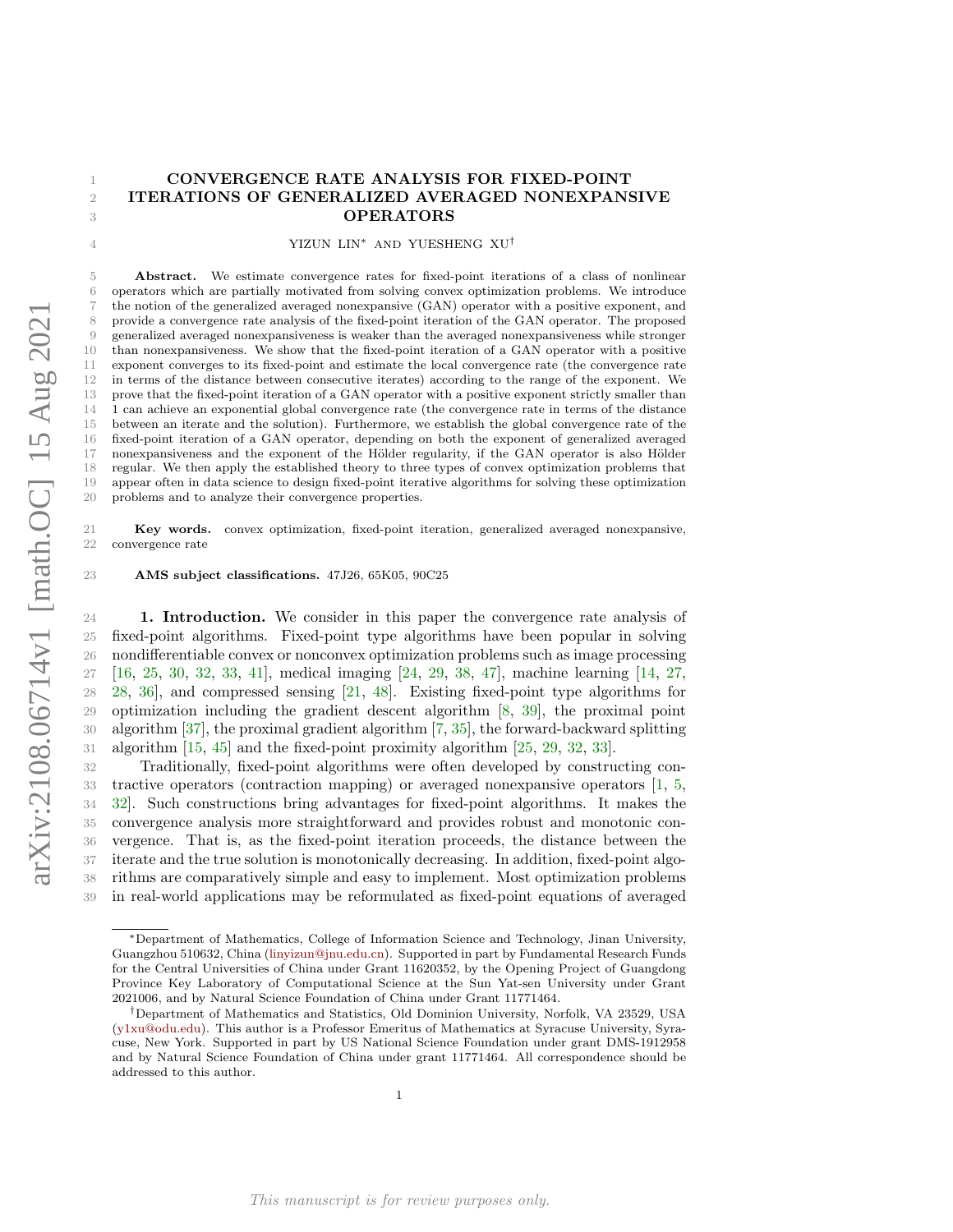# CONVERGENCE RATE ANALYSIS FOR FIXED-POINT ITERATIONS OF GENERALIZED AVERAGED NONEXPANSIVE OPERATORS

YIZUN LIN* AND YUESHENG XU†

**Abstract.** We estimate convergence rates for fixed-point iterations of a class of nonlinear operators which are partially motivated from solving convex optimization problems. We introduce the notion of the generalized averaged nonexpansive (GAN) operator with a positive exponent, and provide a convergence rate analysis of the fixed-point iteration of the GAN operator. The proposed generalized averaged nonexpansiveness is weaker than the averaged nonexpansiveness while stronger than nonexpansiveness. We show that the fixed-point iteration of a GAN operator with a positive exponent converges to its fixed-point and estimate the local convergence rate (the convergence rate in terms of the distance between consecutive iterates) according to the range of the exponent. We prove that the fixed-point iteration of a GAN operator with a positive exponent strictly smaller than 1 can achieve an exponential global convergence rate (the convergence rate in terms of the distance between an iterate and the solution). Furthermore, we establish the global convergence rate of the fixed-point iteration of a GAN operator, depending on both the exponent of generalized averaged nonexpansiveness and the exponent of the Hölder regularity, if the GAN operator is also Hölder regular. We then apply the established theory to three types of convex optimization problems that appear often in data science to design fixed-point iterative algorithms for solving these optimization problems and to analyze their convergence properties.

**Key words.** convex optimization, fixed-point iteration, generalized averaged nonexpansive, convergence rate

**AMS subject classifications.** 47J26, 65K05, 90C25

## 1. Introduction.

We consider in this paper the convergence rate analysis of fixed-point algorithms. Fixed-point type algorithms have been popular in solving nondifferentiable convex or nonconvex optimization problems such as image processing [16, 25, 30, 32, 33, 41], medical imaging [24, 29, 38, 47], machine learning [14, 27, 28, 36], and compressed sensing [21, 48]. Existing fixed-point type algorithms for optimization including the gradient descent algorithm [8, 39], the proximal point algorithm [37], the proximal gradient algorithm [7, 35], the forward-backward splitting algorithm [15, 45] and the fixed-point proximity algorithm [25, 29, 32, 33].

Traditionally, fixed-point algorithms were often developed by constructing contractive operators (contraction mapping) or averaged nonexpansive operators [1, 5, 32]. Such constructions bring advantages for fixed-point algorithms. It makes the convergence analysis more straightforward and provides robust and monotonic convergence. That is, as the fixed-point iteration proceeds, the distance between the iterate and the true solution is monotonically decreasing. In addition, fixed-point algorithms are comparatively simple and easy to implement. Most optimization problems in real-world applications may be reformulated as fixed-point equations of averaged

---

*Department of Mathematics, College of Information Science and Technology, Jinan University, Guangzhou 510632, China (linyizun@jnu.edu.cn). Supported in part by Fundamental Research Funds for the Central Universities of China under Grant 11620352, by the Opening Project of Guangdong Province Key Laboratory of Computational Science at the Sun Yat-sen University under Grant 2021006, and by Natural Science Foundation of China under Grant 11771464.

†Department of Mathematics and Statistics, Old Dominion University, Norfolk, VA 23529, USA (y1xu@odu.edu). This author is a Professor Emeritus of Mathematics at Syracuse University, Syracuse, New York. Supported in part by US National Science Foundation under grant DMS-1912958 and by Natural Science Foundation of China under grant 11771464. All correspondence should be addressed to this author.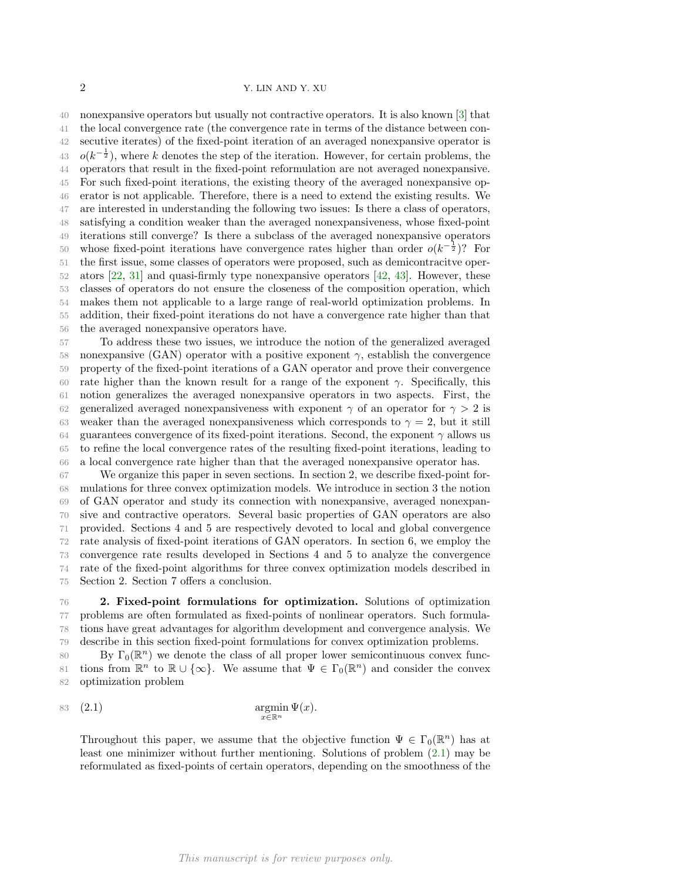nonexpansive operators but usually not contractive operators. It is also known [3] that the local convergence rate (the convergence rate in terms of the distance between consecutive iterates) of the fixed-point iteration of an averaged nonexpansive operator is $o(k^{-\frac{1}{2}})$, where $k$ denotes the step of the iteration. However, for certain problems, the operators that result in the fixed-point reformulation are not averaged nonexpansive. For such fixed-point iterations, the existing theory of the averaged nonexpansive operator is not applicable. Therefore, there is a need to extend the existing results. We are interested in understanding the following two issues: Is there a class of operators, satisfying a condition weaker than the averaged nonexpansiveness, whose fixed-point iterations still converge? Is there a subclass of the averaged nonexpansive operators whose fixed-point iterations have convergence rates higher than order $o(k^{-\frac{1}{2}})$? For the first issue, some classes of operators were proposed, such as demicontracitve operators [22, 31] and quasi-firmly type nonexpansive operators [42, 43]. However, these classes of operators do not ensure the closeness of the composition operation, which makes them not applicable to a large range of real-world optimization problems. In addition, their fixed-point iterations do not have a convergence rate higher than that the averaged nonexpansive operators have.

To address these two issues, we introduce the notion of the generalized averaged nonexpansive (GAN) operator with a positive exponent $\gamma$, establish the convergence property of the fixed-point iterations of a GAN operator and prove their convergence rate higher than the known result for a range of the exponent $\gamma$. Specifically, this notion generalizes the averaged nonexpansive operators in two aspects. First, the generalized averaged nonexpansiveness with exponent $\gamma$ of an operator for $\gamma > 2$ is weaker than the averaged nonexpansiveness which corresponds to $\gamma = 2$, but it still guarantees convergence of its fixed-point iterations. Second, the exponent $\gamma$ allows us to refine the local convergence rates of the resulting fixed-point iterations, leading to a local convergence rate higher than that the averaged nonexpansive operator has.

We organize this paper in seven sections. In section 2, we describe fixed-point formulations for three convex optimization models. We introduce in section 3 the notion of GAN operator and study its connection with nonexpansive, averaged nonexpansive and contractive operators. Several basic properties of GAN operators are also provided. Sections 4 and 5 are respectively devoted to local and global convergence rate analysis of fixed-point iterations of GAN operators. In section 6, we employ the convergence rate results developed in Sections 4 and 5 to analyze the convergence rate of the fixed-point algorithms for three convex optimization models described in Section 2. Section 7 offers a conclusion.

## 2. Fixed-point formulations for optimization.

Solutions of optimization problems are often formulated as fixed-points of nonlinear operators. Such formulations have great advantages for algorithm development and convergence analysis. We describe in this section fixed-point formulations for convex optimization problems.

By $\Gamma_0(\mathbb{R}^n)$ we denote the class of all proper lower semicontinuous convex functions from $\mathbb{R}^n$ to $\mathbb{R} \cup \{\infty\}$. We assume that $\Psi \in \Gamma_0(\mathbb{R}^n)$ and consider the convex optimization problem

$$\operatorname*{argmin}_{x \in \mathbb{R}^n} \Psi(x). \tag{2.1}$$

Throughout this paper, we assume that the objective function $\Psi \in \Gamma_0(\mathbb{R}^n)$ has at least one minimizer without further mentioning. Solutions of problem (2.1) may be reformulated as fixed-points of certain operators, depending on the smoothness of the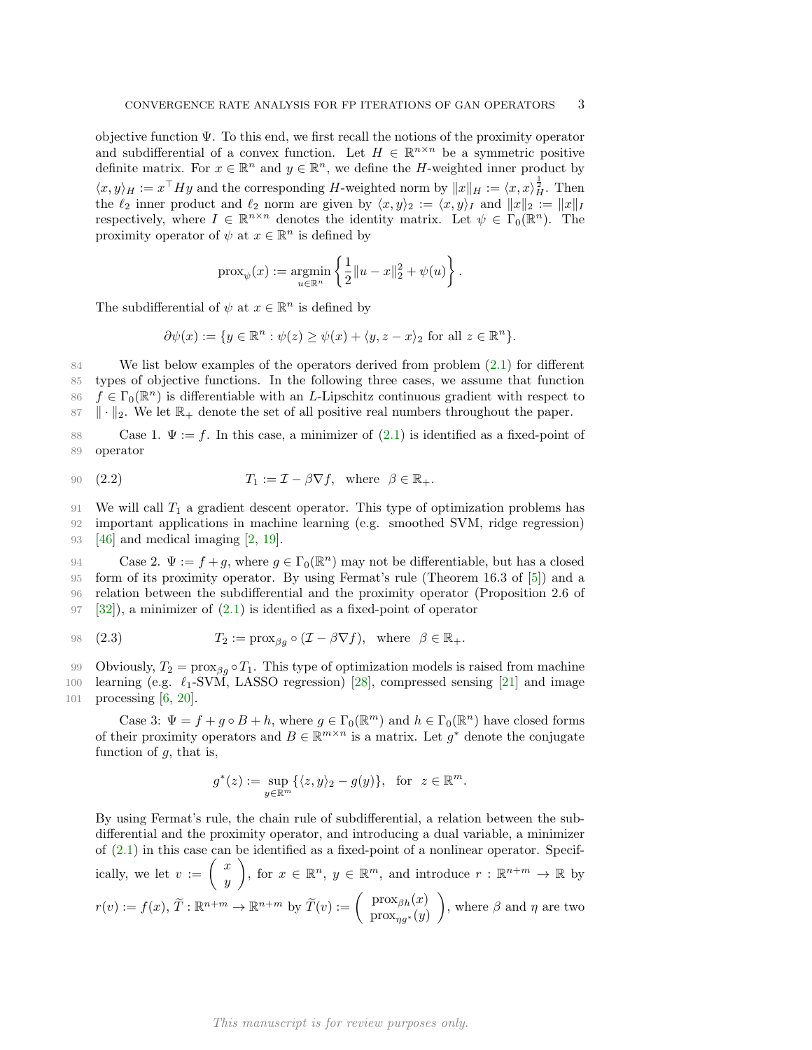objective function $\Psi$. To this end, we first recall the notions of the proximity operator and subdifferential of a convex function. Let $H \in \mathbb{R}^{n\times n}$ be a symmetric positive definite matrix. For $x \in \mathbb{R}^n$ and $y \in \mathbb{R}^n$, we define the $H$-weighted inner product by $\langle x, y\rangle_H := x^\top H y$ and the corresponding $H$-weighted norm by $\|x\|_H := \langle x, x\rangle_H^{\frac{1}{2}}$. Then the $\ell_2$ inner product and $\ell_2$ norm are given by $\langle x, y\rangle_2 := \langle x, y\rangle_I$ and $\|x\|_2 := \|x\|_I$ respectively, where $I \in \mathbb{R}^{n\times n}$ denotes the identity matrix. Let $\psi \in \Gamma_0(\mathbb{R}^n)$. The proximity operator of $\psi$ at $x \in \mathbb{R}^n$ is defined by

$$\operatorname{prox}_\psi(x) := \operatorname*{argmin}_{u\in\mathbb{R}^n} \left\{ \frac{1}{2}\|u - x\|_2^2 + \psi(u) \right\}.$$

The subdifferential of $\psi$ at $x \in \mathbb{R}^n$ is defined by

$$\partial\psi(x) := \{y \in \mathbb{R}^n : \psi(z) \geq \psi(x) + \langle y, z - x\rangle_2 \text{ for all } z \in \mathbb{R}^n\}.$$

We list below examples of the operators derived from problem (2.1) for different types of objective functions. In the following three cases, we assume that function $f \in \Gamma_0(\mathbb{R}^n)$ is differentiable with an $L$-Lipschitz continuous gradient with respect to $\|\cdot\|_2$. We let $\mathbb{R}_+$ denote the set of all positive real numbers throughout the paper.

Case 1. $\Psi := f$. In this case, a minimizer of (2.1) is identified as a fixed-point of operator

$$T_1 := \mathcal{I} - \beta\nabla f, \quad \text{where} \quad \beta \in \mathbb{R}_+. \tag{2.2}$$

We will call $T_1$ a gradient descent operator. This type of optimization problems has important applications in machine learning (e.g. smoothed SVM, ridge regression) [46] and medical imaging [2, 19].

Case 2. $\Psi := f + g$, where $g \in \Gamma_0(\mathbb{R}^n)$ may not be differentiable, but has a closed form of its proximity operator. By using Fermat's rule (Theorem 16.3 of [5]) and a relation between the subdifferential and the proximity operator (Proposition 2.6 of [32]), a minimizer of (2.1) is identified as a fixed-point of operator

$$T_2 := \operatorname{prox}_{\beta g} \circ (\mathcal{I} - \beta\nabla f), \quad \text{where} \quad \beta \in \mathbb{R}_+. \tag{2.3}$$

Obviously, $T_2 = \operatorname{prox}_{\beta g} \circ T_1$. This type of optimization models is raised from machine learning (e.g. $\ell_1$-SVM, LASSO regression) [28], compressed sensing [21] and image processing [6, 20].

Case 3: $\Psi = f + g \circ B + h$, where $g \in \Gamma_0(\mathbb{R}^m)$ and $h \in \Gamma_0(\mathbb{R}^n)$ have closed forms of their proximity operators and $B \in \mathbb{R}^{m\times n}$ is a matrix. Let $g^*$ denote the conjugate function of $g$, that is,

$$g^*(z) := \sup_{y\in\mathbb{R}^m} \{\langle z, y\rangle_2 - g(y)\}, \quad \text{for} \quad z \in \mathbb{R}^m.$$

By using Fermat's rule, the chain rule of subdifferential, a relation between the subdifferential and the proximity operator, and introducing a dual variable, a minimizer of (2.1) in this case can be identified as a fixed-point of a nonlinear operator. Specifically, we let $v := \begin{pmatrix} x \\ y \end{pmatrix}$, for $x \in \mathbb{R}^n$, $y \in \mathbb{R}^m$, and introduce $r : \mathbb{R}^{n+m} \to \mathbb{R}$ by $r(v) := f(x)$, $\widetilde{T} : \mathbb{R}^{n+m} \to \mathbb{R}^{n+m}$ by $\widetilde{T}(v) := \begin{pmatrix} \operatorname{prox}_{\beta h}(x) \\ \operatorname{prox}_{\eta g^*}(y) \end{pmatrix}$, where $\beta$ and $\eta$ are two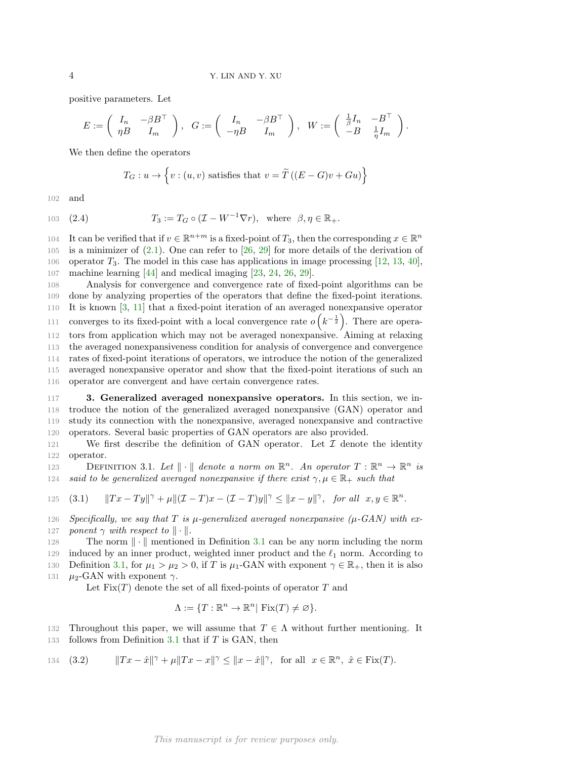positive parameters. Let

$$E := \begin{pmatrix} I_n & -\beta B^\top \\ \eta B & I_m \end{pmatrix}, \quad G := \begin{pmatrix} I_n & -\beta B^\top \\ -\eta B & I_m \end{pmatrix}, \quad W := \begin{pmatrix} \frac{1}{\beta} I_n & -B^\top \\ -B & \frac{1}{\eta} I_m \end{pmatrix}.$$

We then define the operators

$$T_G : u \to \left\{ v : (u, v) \text{ satisfies that } v = \widetilde{T}\left((E - G)v + Gu\right) \right\}$$

and

$$T_3 := T_G \circ (\mathcal{I} - W^{-1} \nabla r), \quad \text{where} \quad \beta, \eta \in \mathbb{R}_+. \tag{2.4}$$

It can be verified that if $v \in \mathbb{R}^{n+m}$ is a fixed-point of $T_3$, then the corresponding $x \in \mathbb{R}^n$ is a minimizer of (2.1). One can refer to [26, 29] for more details of the derivation of operator $T_3$. The model in this case has applications in image processing [12, 13, 40], machine learning [44] and medical imaging [23, 24, 26, 29].

Analysis for convergence and convergence rate of fixed-point algorithms can be done by analyzing properties of the operators that define the fixed-point iterations. It is known [3, 11] that a fixed-point iteration of an averaged nonexpansive operator converges to its fixed-point with a local convergence rate $o\left(k^{-\frac{1}{2}}\right)$. There are operators from application which may not be averaged nonexpansive. Aiming at relaxing the averaged nonexpansiveness condition for analysis of convergence and convergence rates of fixed-point iterations of operators, we introduce the notion of the generalized averaged nonexpansive operator and show that the fixed-point iterations of such an operator are convergent and have certain convergence rates.

## 3. Generalized averaged nonexpansive operators.

In this section, we introduce the notion of the generalized averaged nonexpansive (GAN) operator and study its connection with the nonexpansive, averaged nonexpansive and contractive operators. Several basic properties of GAN operators are also provided.

We first describe the definition of GAN operator. Let $\mathcal{I}$ denote the identity operator.

Definition 3.1. *Let $\|\cdot\|$ denote a norm on $\mathbb{R}^n$. An operator $T : \mathbb{R}^n \to \mathbb{R}^n$ is said to be generalized averaged nonexpansive if there exist $\gamma, \mu \in \mathbb{R}_+$ such that*

$$\|Tx - Ty\|^\gamma + \mu \|(\mathcal{I} - T)x - (\mathcal{I} - T)y\|^\gamma \le \|x - y\|^\gamma, \quad \textit{for all} \ \ x, y \in \mathbb{R}^n. \tag{3.1}$$

*Specifically, we say that $T$ is $\mu$-generalized averaged nonexpansive ($\mu$-GAN) with exponent $\gamma$ with respect to $\|\cdot\|$.*

The norm $\|\cdot\|$ mentioned in Definition 3.1 can be any norm including the norm induced by an inner product, weighted inner product and the $\ell_1$ norm. According to Definition 3.1, for $\mu_1 > \mu_2 > 0$, if $T$ is $\mu_1$-GAN with exponent $\gamma \in \mathbb{R}_+$, then it is also $\mu_2$-GAN with exponent $\gamma$.

Let $\mathrm{Fix}(T)$ denote the set of all fixed-points of operator $T$ and

$$\Lambda := \{T : \mathbb{R}^n \to \mathbb{R}^n | \ \mathrm{Fix}(T) \neq \varnothing\}.$$

Throughout this paper, we will assume that $T \in \Lambda$ without further mentioning. It follows from Definition 3.1 that if $T$ is GAN, then

$$\|Tx - \hat{x}\|^\gamma + \mu \|Tx - x\|^\gamma \le \|x - \hat{x}\|^\gamma, \quad \text{for all} \ \ x \in \mathbb{R}^n, \ \hat{x} \in \mathrm{Fix}(T). \tag{3.2}$$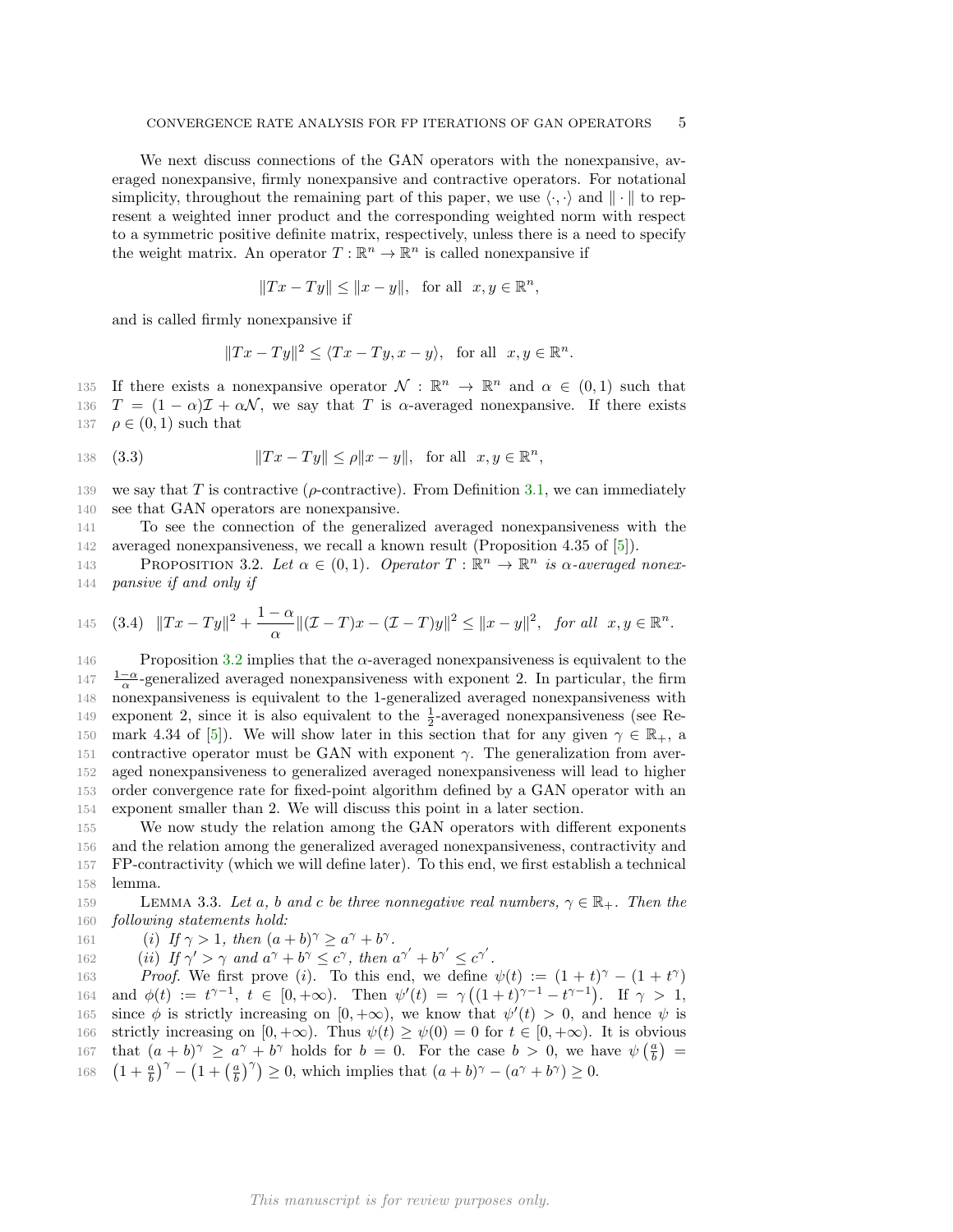We next discuss connections of the GAN operators with the nonexpansive, averaged nonexpansive, firmly nonexpansive and contractive operators. For notational simplicity, throughout the remaining part of this paper, we use $\langle \cdot, \cdot \rangle$ and $\| \cdot \|$ to represent a weighted inner product and the corresponding weighted norm with respect to a symmetric positive definite matrix, respectively, unless there is a need to specify the weight matrix. An operator $T : \mathbb{R}^n \to \mathbb{R}^n$ is called nonexpansive if

$$\|Tx - Ty\| \leq \|x - y\|, \quad \text{for all} \quad x, y \in \mathbb{R}^n,$$

and is called firmly nonexpansive if

$$\|Tx - Ty\|^2 \leq \langle Tx - Ty, x - y \rangle, \quad \text{for all} \quad x, y \in \mathbb{R}^n.$$

If there exists a nonexpansive operator $\mathcal{N} : \mathbb{R}^n \to \mathbb{R}^n$ and $\alpha \in (0, 1)$ such that $T = (1 - \alpha)\mathcal{I} + \alpha \mathcal{N}$, we say that $T$ is $\alpha$-averaged nonexpansive. If there exists $\rho \in (0, 1)$ such that

$$\|Tx - Ty\| \leq \rho \|x - y\|, \quad \text{for all} \quad x, y \in \mathbb{R}^n, \tag{3.3}$$

we say that $T$ is contractive ($\rho$-contractive). From Definition 3.1, we can immediately see that GAN operators are nonexpansive.

To see the connection of the generalized averaged nonexpansiveness with the averaged nonexpansiveness, we recall a known result (Proposition 4.35 of [5]).

Proposition 3.2. *Let $\alpha \in (0, 1)$. Operator $T : \mathbb{R}^n \to \mathbb{R}^n$ is $\alpha$-averaged nonexpansive if and only if*

$$\|Tx - Ty\|^2 + \frac{1 - \alpha}{\alpha} \|(\mathcal{I} - T)x - (\mathcal{I} - T)y\|^2 \leq \|x - y\|^2, \quad \text{for all} \quad x, y \in \mathbb{R}^n. \tag{3.4}$$

Proposition 3.2 implies that the $\alpha$-averaged nonexpansiveness is equivalent to the $\frac{1-\alpha}{\alpha}$-generalized averaged nonexpansiveness with exponent 2. In particular, the firm nonexpansiveness is equivalent to the 1-generalized averaged nonexpansiveness with exponent 2, since it is also equivalent to the $\frac{1}{2}$-averaged nonexpansiveness (see Remark 4.34 of [5]). We will show later in this section that for any given $\gamma \in \mathbb{R}_+$, a contractive operator must be GAN with exponent $\gamma$. The generalization from averaged nonexpansiveness to generalized averaged nonexpansiveness will lead to higher order convergence rate for fixed-point algorithm defined by a GAN operator with an exponent smaller than 2. We will discuss this point in a later section.

We now study the relation among the GAN operators with different exponents and the relation among the generalized averaged nonexpansiveness, contractivity and FP-contractivity (which we will define later). To this end, we first establish a technical lemma.

Lemma 3.3. *Let $a$, $b$ and $c$ be three nonnegative real numbers, $\gamma \in \mathbb{R}_+$. Then the following statements hold:*

(i) *If $\gamma > 1$, then $(a + b)^\gamma \geq a^\gamma + b^\gamma$.*

(ii) *If $\gamma' > \gamma$ and $a^\gamma + b^\gamma \leq c^\gamma$, then $a^{\gamma'} + b^{\gamma'} \leq c^{\gamma'}$.*

*Proof.* We first prove (i). To this end, we define $\psi(t) := (1 + t)^\gamma - (1 + t^\gamma)$ and $\phi(t) := t^{\gamma - 1}$, $t \in [0, +\infty)$. Then $\psi'(t) = \gamma \left( (1 + t)^{\gamma - 1} - t^{\gamma - 1} \right)$. If $\gamma > 1$, since $\phi$ is strictly increasing on $[0, +\infty)$, we know that $\psi'(t) > 0$, and hence $\psi$ is strictly increasing on $[0, +\infty)$. Thus $\psi(t) \geq \psi(0) = 0$ for $t \in [0, +\infty)$. It is obvious that $(a + b)^\gamma \geq a^\gamma + b^\gamma$ holds for $b = 0$. For the case $b > 0$, we have $\psi\left(\frac{a}{b}\right) = \left(1 + \frac{a}{b}\right)^\gamma - \left(1 + \left(\frac{a}{b}\right)^\gamma\right) \geq 0$, which implies that $(a + b)^\gamma - (a^\gamma + b^\gamma) \geq 0$.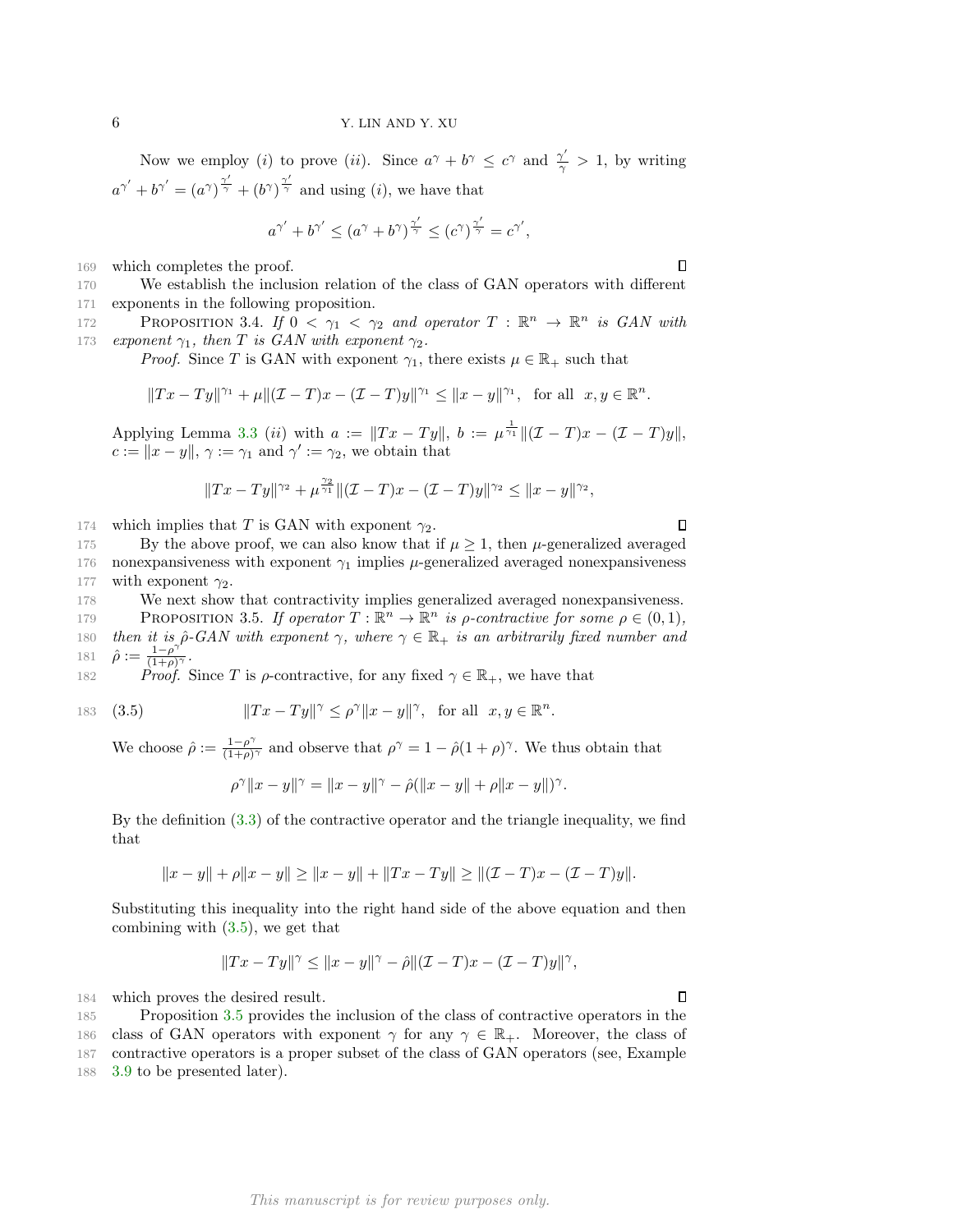Now we employ $(i)$ to prove $(ii)$. Since $a^\gamma + b^\gamma \le c^\gamma$ and $\frac{\gamma'}{\gamma} > 1$, by writing $a^{\gamma'} + b^{\gamma'} = (a^\gamma)^{\frac{\gamma'}{\gamma}} + (b^\gamma)^{\frac{\gamma'}{\gamma}}$ and using $(i)$, we have that

$$a^{\gamma'} + b^{\gamma'} \le (a^\gamma + b^\gamma)^{\frac{\gamma'}{\gamma}} \le (c^\gamma)^{\frac{\gamma'}{\gamma}} = c^{\gamma'},$$

which completes the proof. ∎

We establish the inclusion relation of the class of GAN operators with different exponents in the following proposition.

PROPOSITION 3.4. *If $0 < \gamma_1 < \gamma_2$ and operator $T : \mathbb{R}^n \to \mathbb{R}^n$ is GAN with exponent $\gamma_1$, then $T$ is GAN with exponent $\gamma_2$.*

*Proof.* Since $T$ is GAN with exponent $\gamma_1$, there exists $\mu \in \mathbb{R}_+$ such that

$$\|Tx - Ty\|^{\gamma_1} + \mu \|(\mathcal{I} - T)x - (\mathcal{I} - T)y\|^{\gamma_1} \le \|x - y\|^{\gamma_1}, \quad \text{for all} \;\; x, y \in \mathbb{R}^n.$$

Applying Lemma 3.3 $(ii)$ with $a := \|Tx - Ty\|$, $b := \mu^{\frac{1}{\gamma_1}} \|(\mathcal{I} - T)x - (\mathcal{I} - T)y\|$, $c := \|x - y\|$, $\gamma := \gamma_1$ and $\gamma' := \gamma_2$, we obtain that

$$\|Tx - Ty\|^{\gamma_2} + \mu^{\frac{\gamma_2}{\gamma_1}} \|(\mathcal{I} - T)x - (\mathcal{I} - T)y\|^{\gamma_2} \le \|x - y\|^{\gamma_2},$$

which implies that $T$ is GAN with exponent $\gamma_2$. ∎

By the above proof, we can also know that if $\mu \ge 1$, then $\mu$-generalized averaged nonexpansiveness with exponent $\gamma_1$ implies $\mu$-generalized averaged nonexpansiveness with exponent $\gamma_2$.

We next show that contractivity implies generalized averaged nonexpansiveness.

PROPOSITION 3.5. *If operator $T : \mathbb{R}^n \to \mathbb{R}^n$ is $\rho$-contractive for some $\rho \in (0, 1)$, then it is $\hat{\rho}$-GAN with exponent $\gamma$, where $\gamma \in \mathbb{R}_+$ is an arbitrarily fixed number and $\hat{\rho} := \frac{1 - \rho^\gamma}{(1+\rho)^\gamma}$.*

*Proof.* Since $T$ is $\rho$-contractive, for any fixed $\gamma \in \mathbb{R}_+$, we have that

$$\|Tx - Ty\|^\gamma \le \rho^\gamma \|x - y\|^\gamma, \quad \text{for all} \;\; x, y \in \mathbb{R}^n. \tag{3.5}$$

We choose $\hat{\rho} := \frac{1 - \rho^\gamma}{(1+\rho)^\gamma}$ and observe that $\rho^\gamma = 1 - \hat{\rho}(1 + \rho)^\gamma$. We thus obtain that

$$\rho^\gamma \|x - y\|^\gamma = \|x - y\|^\gamma - \hat{\rho}(\|x - y\| + \rho\|x - y\|)^\gamma.$$

By the definition (3.3) of the contractive operator and the triangle inequality, we find that

$$\|x - y\| + \rho\|x - y\| \ge \|x - y\| + \|Tx - Ty\| \ge \|(\mathcal{I} - T)x - (\mathcal{I} - T)y\|.$$

Substituting this inequality into the right hand side of the above equation and then combining with (3.5), we get that

$$\|Tx - Ty\|^\gamma \le \|x - y\|^\gamma - \hat{\rho}\|(\mathcal{I} - T)x - (\mathcal{I} - T)y\|^\gamma,$$

which proves the desired result. ∎

Proposition 3.5 provides the inclusion of the class of contractive operators in the class of GAN operators with exponent $\gamma$ for any $\gamma \in \mathbb{R}_+$. Moreover, the class of contractive operators is a proper subset of the class of GAN operators (see, Example 3.9 to be presented later).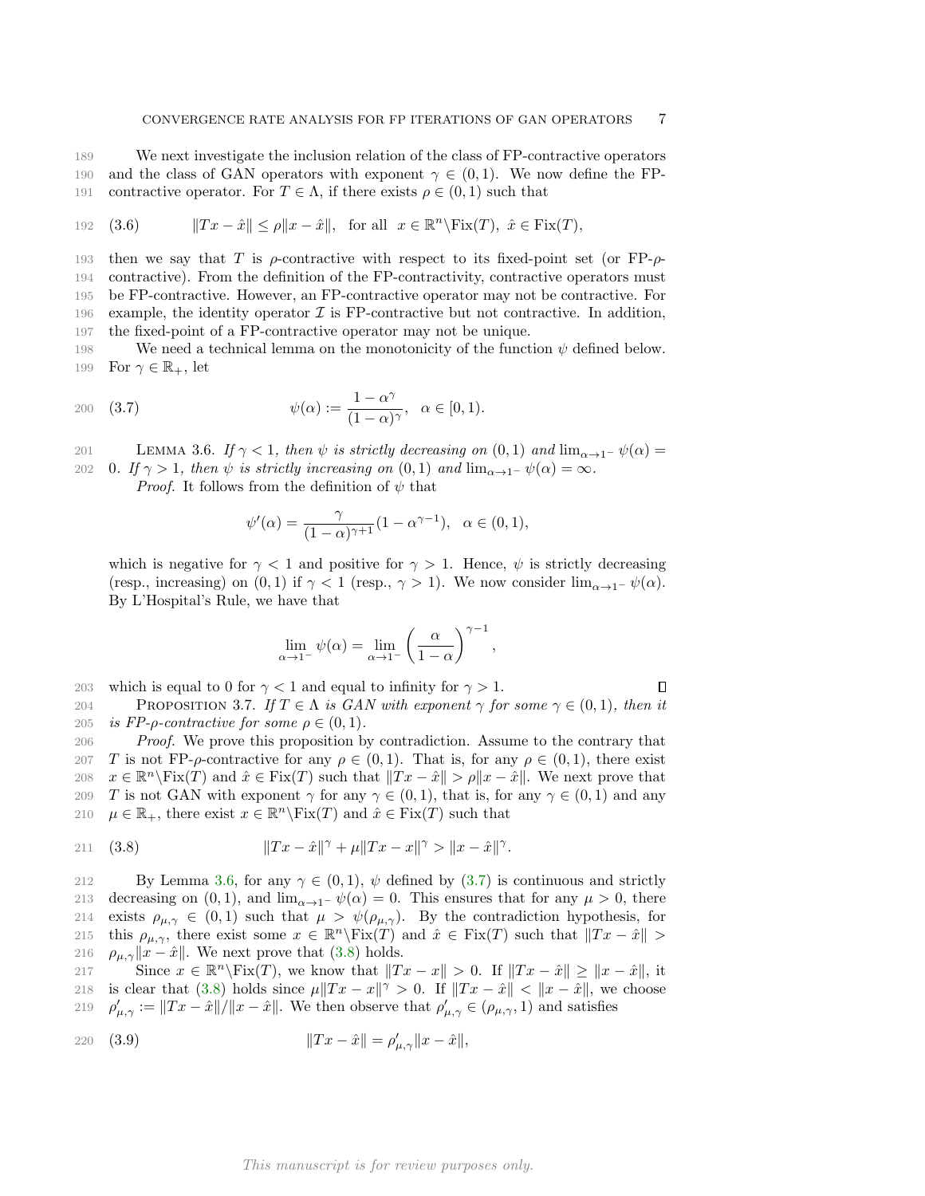We next investigate the inclusion relation of the class of FP-contractive operators and the class of GAN operators with exponent $\gamma \in (0, 1)$. We now define the FP-contractive operator. For $T \in \Lambda$, if there exists $\rho \in (0, 1)$ such that

$$\|Tx - \hat{x}\| \leq \rho \|x - \hat{x}\|, \quad \text{for all} \;\; x \in \mathbb{R}^n \backslash \text{Fix}(T), \; \hat{x} \in \text{Fix}(T), \tag{3.6}$$

then we say that $T$ is $\rho$-contractive with respect to its fixed-point set (or FP-$\rho$-contractive). From the definition of the FP-contractivity, contractive operators must be FP-contractive. However, an FP-contractive operator may not be contractive. For example, the identity operator $\mathcal{I}$ is FP-contractive but not contractive. In addition, the fixed-point of a FP-contractive operator may not be unique.

We need a technical lemma on the monotonicity of the function $\psi$ defined below. For $\gamma \in \mathbb{R}_+$, let

$$\psi(\alpha) := \frac{1 - \alpha^\gamma}{(1 - \alpha)^\gamma}, \quad \alpha \in [0, 1). \tag{3.7}$$

LEMMA 3.6. *If $\gamma < 1$, then $\psi$ is strictly decreasing on $(0, 1)$ and $\lim_{\alpha \to 1^-} \psi(\alpha) = 0$. If $\gamma > 1$, then $\psi$ is strictly increasing on $(0, 1)$ and $\lim_{\alpha \to 1^-} \psi(\alpha) = \infty$.*

*Proof.* It follows from the definition of $\psi$ that

$$\psi'(\alpha) = \frac{\gamma}{(1 - \alpha)^{\gamma+1}} (1 - \alpha^{\gamma-1}), \quad \alpha \in (0, 1),$$

which is negative for $\gamma < 1$ and positive for $\gamma > 1$. Hence, $\psi$ is strictly decreasing (resp., increasing) on $(0, 1)$ if $\gamma < 1$ (resp., $\gamma > 1$). We now consider $\lim_{\alpha \to 1^-} \psi(\alpha)$. By L'Hospital's Rule, we have that

$$\lim_{\alpha \to 1^-} \psi(\alpha) = \lim_{\alpha \to 1^-} \left( \frac{\alpha}{1 - \alpha} \right)^{\gamma - 1},$$

which is equal to 0 for $\gamma < 1$ and equal to infinity for $\gamma > 1$. ∎

PROPOSITION 3.7. *If $T \in \Lambda$ is GAN with exponent $\gamma$ for some $\gamma \in (0, 1)$, then it is FP-$\rho$-contractive for some $\rho \in (0, 1)$.*

*Proof.* We prove this proposition by contradiction. Assume to the contrary that $T$ is not FP-$\rho$-contractive for any $\rho \in (0, 1)$. That is, for any $\rho \in (0, 1)$, there exist $x \in \mathbb{R}^n \backslash \text{Fix}(T)$ and $\hat{x} \in \text{Fix}(T)$ such that $\|Tx - \hat{x}\| > \rho \|x - \hat{x}\|$. We next prove that $T$ is not GAN with exponent $\gamma$ for any $\gamma \in (0, 1)$, that is, for any $\gamma \in (0, 1)$ and any $\mu \in \mathbb{R}_+$, there exist $x \in \mathbb{R}^n \backslash \text{Fix}(T)$ and $\hat{x} \in \text{Fix}(T)$ such that

$$\|Tx - \hat{x}\|^\gamma + \mu \|Tx - x\|^\gamma > \|x - \hat{x}\|^\gamma. \tag{3.8}$$

By Lemma 3.6, for any $\gamma \in (0, 1)$, $\psi$ defined by (3.7) is continuous and strictly decreasing on $(0, 1)$, and $\lim_{\alpha \to 1^-} \psi(\alpha) = 0$. This ensures that for any $\mu > 0$, there exists $\rho_{\mu,\gamma} \in (0, 1)$ such that $\mu > \psi(\rho_{\mu,\gamma})$. By the contradiction hypothesis, for this $\rho_{\mu,\gamma}$, there exist some $x \in \mathbb{R}^n \backslash \text{Fix}(T)$ and $\hat{x} \in \text{Fix}(T)$ such that $\|Tx - \hat{x}\| > \rho_{\mu,\gamma} \|x - \hat{x}\|$. We next prove that (3.8) holds.

Since $x \in \mathbb{R}^n \backslash \text{Fix}(T)$, we know that $\|Tx - x\| > 0$. If $\|Tx - \hat{x}\| \geq \|x - \hat{x}\|$, it is clear that (3.8) holds since $\mu \|Tx - x\|^\gamma > 0$. If $\|Tx - \hat{x}\| < \|x - \hat{x}\|$, we choose $\rho'_{\mu,\gamma} := \|Tx - \hat{x}\| / \|x - \hat{x}\|$. We then observe that $\rho'_{\mu,\gamma} \in (\rho_{\mu,\gamma}, 1)$ and satisfies

$$\|Tx - \hat{x}\| = \rho'_{\mu,\gamma} \|x - \hat{x}\|, \tag{3.9}$$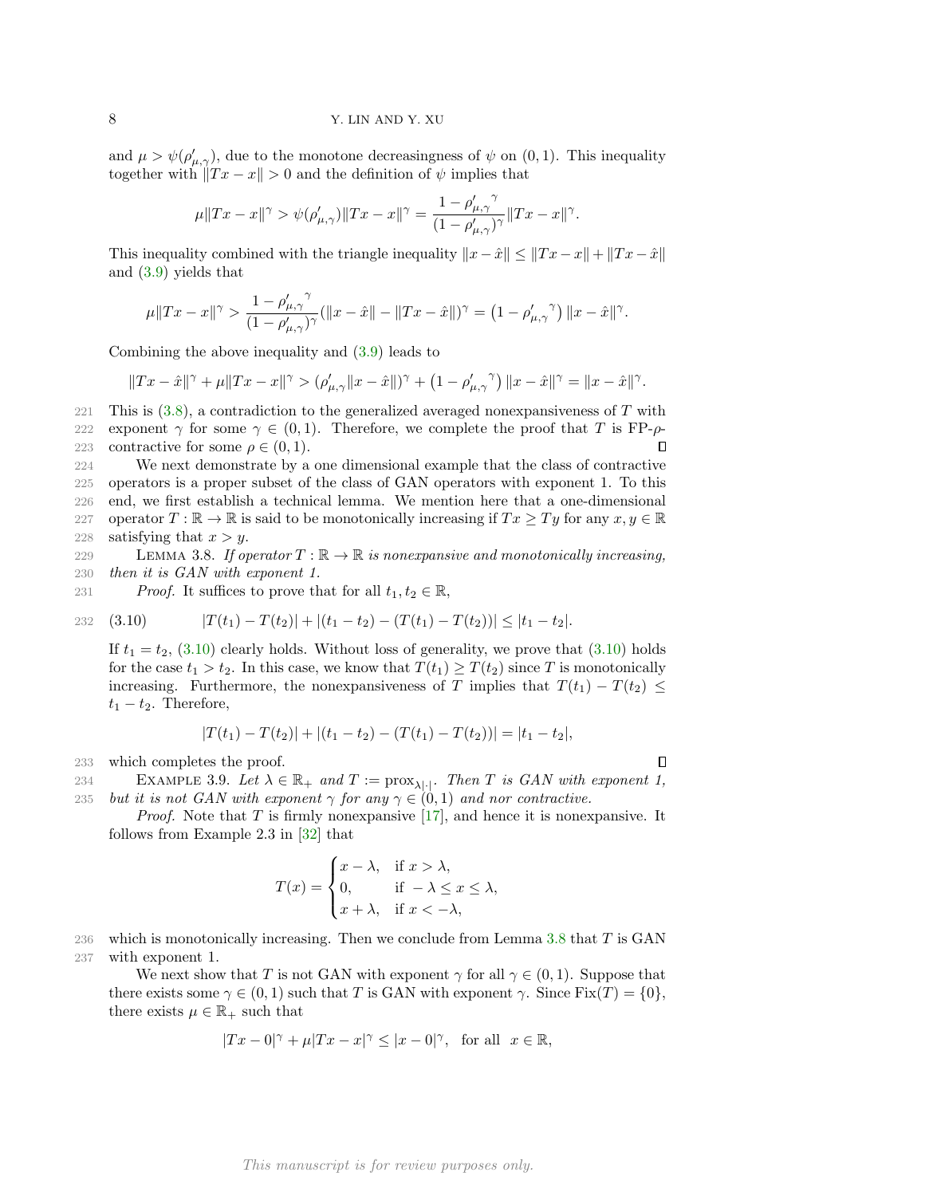and $\mu > \psi(\rho'_{\mu,\gamma})$, due to the monotone decreasingness of $\psi$ on $(0,1)$. This inequality together with $\|Tx - x\| > 0$ and the definition of $\psi$ implies that

$$\mu\|Tx - x\|^\gamma > \psi(\rho'_{\mu,\gamma})\|Tx - x\|^\gamma = \frac{1 - {\rho'_{\mu,\gamma}}^\gamma}{(1 - \rho'_{\mu,\gamma})^\gamma}\|Tx - x\|^\gamma.$$

This inequality combined with the triangle inequality $\|x - \hat{x}\| \le \|Tx - x\| + \|Tx - \hat{x}\|$ and (3.9) yields that

$$\mu\|Tx - x\|^\gamma > \frac{1 - {\rho'_{\mu,\gamma}}^\gamma}{(1 - \rho'_{\mu,\gamma})^\gamma}(\|x - \hat{x}\| - \|Tx - \hat{x}\|)^\gamma = \left(1 - {\rho'_{\mu,\gamma}}^\gamma\right)\|x - \hat{x}\|^\gamma.$$

Combining the above inequality and (3.9) leads to

$$\|Tx - \hat{x}\|^\gamma + \mu\|Tx - x\|^\gamma > (\rho'_{\mu,\gamma}\|x - \hat{x}\|)^\gamma + \left(1 - {\rho'_{\mu,\gamma}}^\gamma\right)\|x - \hat{x}\|^\gamma = \|x - \hat{x}\|^\gamma.$$

This is (3.8), a contradiction to the generalized averaged nonexpansiveness of $T$ with exponent $\gamma$ for some $\gamma \in (0,1)$. Therefore, we complete the proof that $T$ is FP-$\rho$-contractive for some $\rho \in (0,1)$. ∎

We next demonstrate by a one dimensional example that the class of contractive operators is a proper subset of the class of GAN operators with exponent 1. To this end, we first establish a technical lemma. We mention here that a one-dimensional operator $T : \mathbb{R} \to \mathbb{R}$ is said to be monotonically increasing if $Tx \ge Ty$ for any $x, y \in \mathbb{R}$ satisfying that $x > y$.

Lemma 3.8. *If operator $T : \mathbb{R} \to \mathbb{R}$ is nonexpansive and monotonically increasing, then it is GAN with exponent 1.*

*Proof.* It suffices to prove that for all $t_1, t_2 \in \mathbb{R}$,

$$|T(t_1) - T(t_2)| + |(t_1 - t_2) - (T(t_1) - T(t_2))| \le |t_1 - t_2|. \tag{3.10}$$

If $t_1 = t_2$, (3.10) clearly holds. Without loss of generality, we prove that (3.10) holds for the case $t_1 > t_2$. In this case, we know that $T(t_1) \ge T(t_2)$ since $T$ is monotonically increasing. Furthermore, the nonexpansiveness of $T$ implies that $T(t_1) - T(t_2) \le t_1 - t_2$. Therefore,

$$|T(t_1) - T(t_2)| + |(t_1 - t_2) - (T(t_1) - T(t_2))| = |t_1 - t_2|,$$

which completes the proof. ∎

Example 3.9. *Let $\lambda \in \mathbb{R}_+$ and $T := \operatorname{prox}_{\lambda|\cdot|}$. Then $T$ is GAN with exponent 1, but it is not GAN with exponent $\gamma$ for any $\gamma \in (0,1)$ and nor contractive.*

*Proof.* Note that $T$ is firmly nonexpansive [17], and hence it is nonexpansive. It follows from Example 2.3 in [32] that

$$T(x) = \begin{cases} x - \lambda, & \text{if } x > \lambda, \\ 0, & \text{if } -\lambda \le x \le \lambda, \\ x + \lambda, & \text{if } x < -\lambda, \end{cases}$$

which is monotonically increasing. Then we conclude from Lemma 3.8 that $T$ is GAN with exponent 1.

We next show that $T$ is not GAN with exponent $\gamma$ for all $\gamma \in (0,1)$. Suppose that there exists some $\gamma \in (0,1)$ such that $T$ is GAN with exponent $\gamma$. Since $\operatorname{Fix}(T) = \{0\}$, there exists $\mu \in \mathbb{R}_+$ such that

$$|Tx - 0|^\gamma + \mu|Tx - x|^\gamma \le |x - 0|^\gamma, \quad \text{for all } x \in \mathbb{R},$$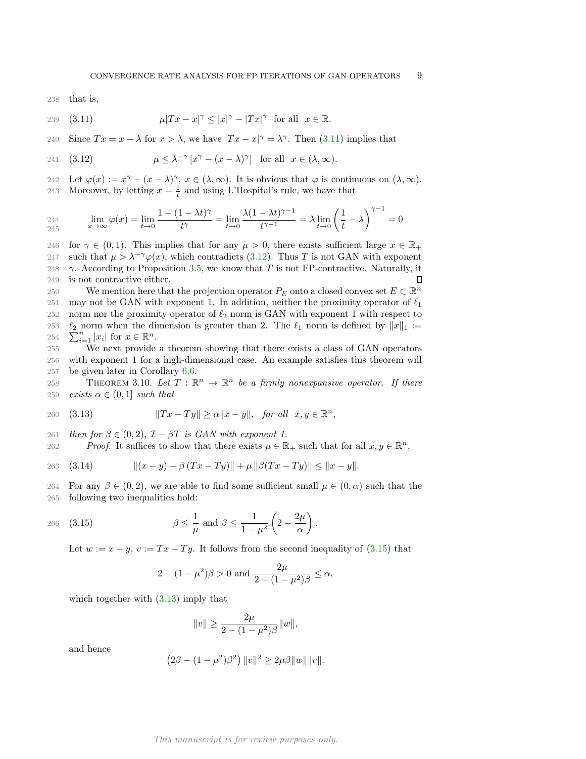that is,

$$\mu|Tx - x|^{\gamma} \leq |x|^{\gamma} - |Tx|^{\gamma} \quad \text{for all} \quad x \in \mathbb{R}. \tag{3.11}$$

Since $Tx = x - \lambda$ for $x > \lambda$, we have $|Tx - x|^{\gamma} = \lambda^{\gamma}$. Then (3.11) implies that

$$\mu \leq \lambda^{-\gamma}\left[x^{\gamma} - (x-\lambda)^{\gamma}\right] \quad \text{for all} \quad x \in (\lambda, \infty). \tag{3.12}$$

Let $\varphi(x) := x^{\gamma} - (x-\lambda)^{\gamma}$, $x \in (\lambda, \infty)$. It is obvious that $\varphi$ is continuous on $(\lambda, \infty)$. Moreover, by letting $x = \frac{1}{t}$ and using L'Hospital's rule, we have that

$$\lim_{x\to\infty} \varphi(x) = \lim_{t\to 0} \frac{1-(1-\lambda t)^{\gamma}}{t^{\gamma}} = \lim_{t\to 0} \frac{\lambda(1-\lambda t)^{\gamma-1}}{t^{\gamma-1}} = \lambda \lim_{t \to 0}\left(\frac{1}{t} - \lambda\right)^{\gamma-1} = 0$$

for $\gamma \in (0,1)$. This implies that for any $\mu > 0$, there exists sufficient large $x \in \mathbb{R}_+$ such that $\mu > \lambda^{-\gamma}\varphi(x)$, which contradicts (3.12). Thus $T$ is not GAN with exponent $\gamma$. According to Proposition 3.5, we know that $T$ is not FP-contractive. Naturally, it is not contractive either. ∎

We mention here that the projection operator $P_E$ onto a closed convex set $E \subset \mathbb{R}^n$ may not be GAN with exponent 1. In addition, neither the proximity operator of $\ell_1$ norm nor the proximity operator of $\ell_2$ norm is GAN with exponent 1 with respect to $\ell_2$ norm when the dimension is greater than 2. The $\ell_1$ norm is defined by $\|x\|_1 := \sum_{i=1}^{n}|x_i|$ for $x \in \mathbb{R}^n$.

We next provide a theorem showing that there exists a class of GAN operators with exponent 1 for a high-dimensional case. An example satisfies this theorem will be given later in Corollary 6.6.

THEOREM 3.10. *Let $T : \mathbb{R}^n \to \mathbb{R}^n$ be a firmly nonexpansive operator. If there exists $\alpha \in (0,1]$ such that*

$$\|Tx - Ty\| \geq \alpha\|x-y\|, \quad \text{for all} \quad x, y \in \mathbb{R}^n, \tag{3.13}$$

*then for $\beta \in (0,2)$, $\mathcal{I} - \beta T$ is GAN with exponent 1.*

*Proof.* It suffices to show that there exists $\mu \in \mathbb{R}_+$ such that for all $x, y \in \mathbb{R}^n$,

$$\|(x-y) - \beta\,(Tx - Ty)\| + \mu\,\|\beta(Tx-Ty)\| \leq \|x-y\|. \tag{3.14}$$

For any $\beta \in (0,2)$, we are able to find some sufficient small $\mu \in (0,\alpha)$ such that the following two inequalities hold:

$$\beta \leq \frac{1}{\mu} \text{ and } \beta \leq \frac{1}{1-\mu^2}\left(2 - \frac{2\mu}{\alpha}\right). \tag{3.15}$$

Let $w := x - y$, $v := Tx - Ty$. It follows from the second inequality of (3.15) that

$$2 - (1-\mu^2)\beta > 0 \text{ and } \frac{2\mu}{2-(1-\mu^2)\beta} \leq \alpha,$$

which together with (3.13) imply that

$$\|v\| \geq \frac{2\mu}{2-(1-\mu^2)\beta}\|w\|,$$

and hence

$$\left(2\beta - (1-\mu^2)\beta^2\right)\|v\|^2 \geq 2\mu\beta\|w\|\|v\|.$$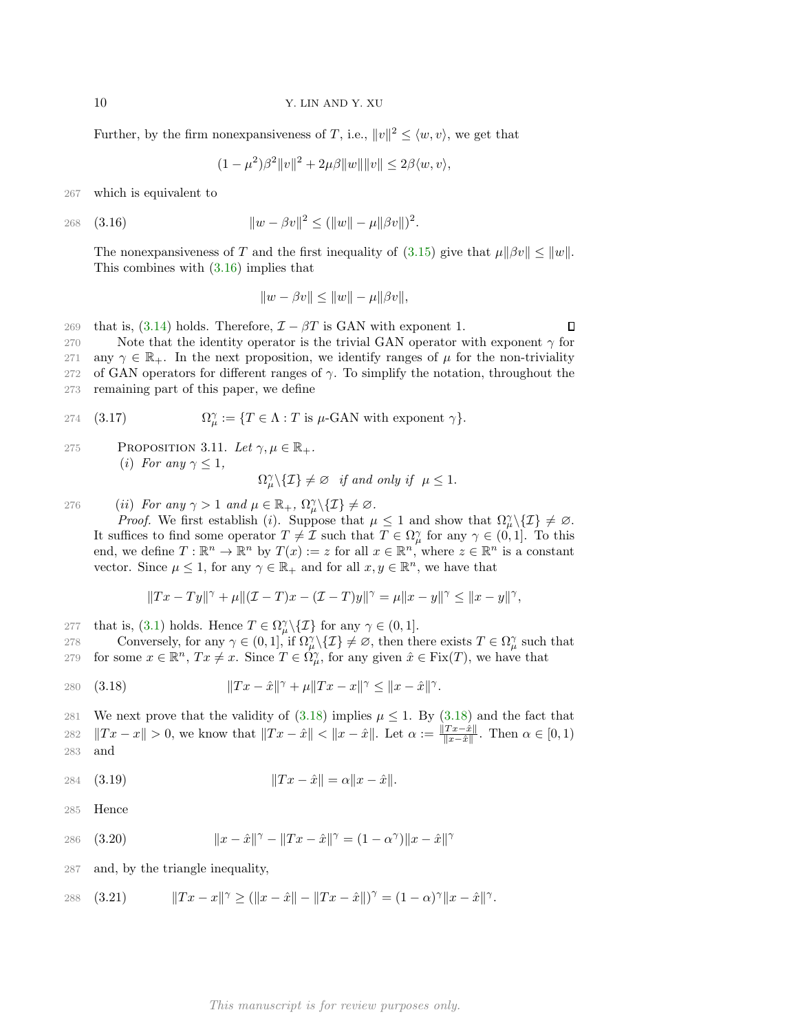Further, by the firm nonexpansiveness of $T$, i.e., $\|v\|^2 \leq \langle w, v\rangle$, we get that

$$(1-\mu^2)\beta^2\|v\|^2 + 2\mu\beta\|w\|\|v\| \leq 2\beta\langle w, v\rangle,$$

which is equivalent to

$$\|w - \beta v\|^2 \leq (\|w\| - \mu\|\beta v\|)^2. \tag{3.16}$$

The nonexpansiveness of $T$ and the first inequality of (3.15) give that $\mu\|\beta v\| \leq \|w\|$. This combines with (3.16) implies that

$$\|w - \beta v\| \leq \|w\| - \mu\|\beta v\|,$$

that is, (3.14) holds. Therefore, $\mathcal{I} - \beta T$ is GAN with exponent 1. $\square$

Note that the identity operator is the trivial GAN operator with exponent $\gamma$ for any $\gamma \in \mathbb{R}_+$. In the next proposition, we identify ranges of $\mu$ for the non-triviality of GAN operators for different ranges of $\gamma$. To simplify the notation, throughout the remaining part of this paper, we define

$$\Omega_\mu^\gamma := \{T \in \Lambda : T \text{ is } \mu\text{-GAN with exponent } \gamma\}. \tag{3.17}$$

Proposition 3.11. *Let $\gamma, \mu \in \mathbb{R}_+$.*

*(i) For any $\gamma \leq 1$,*

$$\Omega_\mu^\gamma \backslash \{\mathcal{I}\} \neq \varnothing \quad \textit{if and only if} \quad \mu \leq 1.$$

*(ii) For any $\gamma > 1$ and $\mu \in \mathbb{R}_+$, $\Omega_\mu^\gamma \backslash \{\mathcal{I}\} \neq \varnothing$.*

*Proof.* We first establish $(i)$. Suppose that $\mu \leq 1$ and show that $\Omega_\mu^\gamma \backslash \{\mathcal{I}\} \neq \varnothing$. It suffices to find some operator $T \neq \mathcal{I}$ such that $T \in \Omega_\mu^\gamma$ for any $\gamma \in (0, 1]$. To this end, we define $T : \mathbb{R}^n \to \mathbb{R}^n$ by $T(x) := z$ for all $x \in \mathbb{R}^n$, where $z \in \mathbb{R}^n$ is a constant vector. Since $\mu \leq 1$, for any $\gamma \in \mathbb{R}_+$ and for all $x, y \in \mathbb{R}^n$, we have that

$$\|Tx - Ty\|^\gamma + \mu\|(\mathcal{I} - T)x - (\mathcal{I} - T)y\|^\gamma = \mu\|x - y\|^\gamma \leq \|x - y\|^\gamma,$$

that is, (3.1) holds. Hence $T \in \Omega_\mu^\gamma \backslash \{\mathcal{I}\}$ for any $\gamma \in (0, 1]$.

Conversely, for any $\gamma \in (0, 1]$, if $\Omega_\mu^\gamma \backslash \{\mathcal{I}\} \neq \varnothing$, then there exists $T \in \Omega_\mu^\gamma$ such that for some $x \in \mathbb{R}^n$, $Tx \neq x$. Since $T \in \Omega_\mu^\gamma$, for any given $\hat{x} \in \text{Fix}(T)$, we have that

$$\|Tx - \hat{x}\|^\gamma + \mu\|Tx - x\|^\gamma \leq \|x - \hat{x}\|^\gamma. \tag{3.18}$$

We next prove that the validity of (3.18) implies $\mu \leq 1$. By (3.18) and the fact that $\|Tx - x\| > 0$, we know that $\|Tx - \hat{x}\| < \|x - \hat{x}\|$. Let $\alpha := \frac{\|Tx - \hat{x}\|}{\|x - \hat{x}\|}$. Then $\alpha \in [0, 1)$ and

$$\|Tx - \hat{x}\| = \alpha\|x - \hat{x}\|. \tag{3.19}$$

Hence

$$\|x - \hat{x}\|^\gamma - \|Tx - \hat{x}\|^\gamma = (1 - \alpha^\gamma)\|x - \hat{x}\|^\gamma \tag{3.20}$$

and, by the triangle inequality,

$$\|Tx - x\|^\gamma \geq (\|x - \hat{x}\| - \|Tx - \hat{x}\|)^\gamma = (1 - \alpha)^\gamma\|x - \hat{x}\|^\gamma. \tag{3.21}$$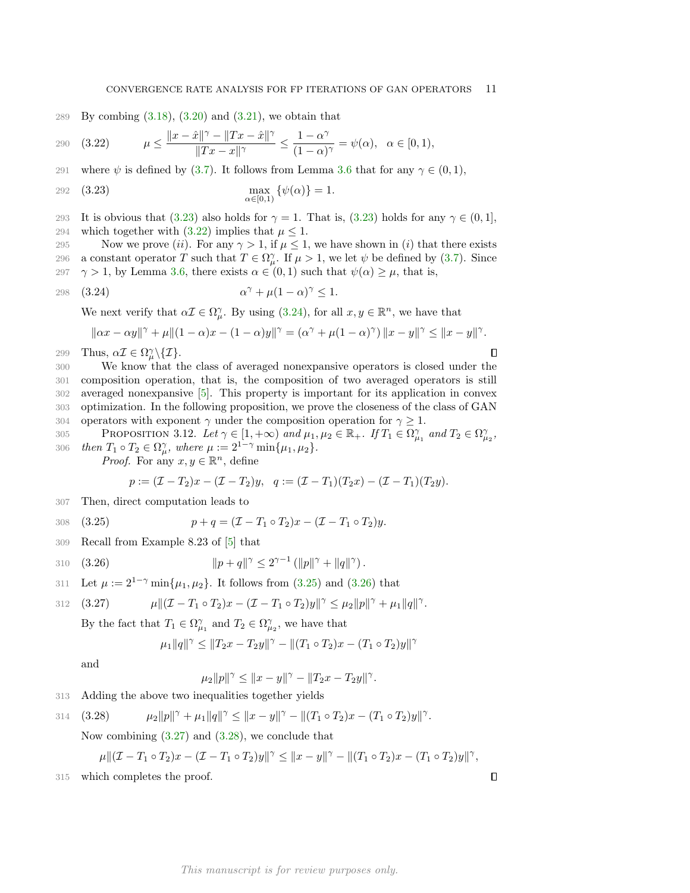By combing (3.18), (3.20) and (3.21), we obtain that

$$\mu \leq \frac{\|x-\hat{x}\|^\gamma - \|Tx-\hat{x}\|^\gamma}{\|Tx-x\|^\gamma} \leq \frac{1-\alpha^\gamma}{(1-\alpha)^\gamma} = \psi(\alpha), \quad \alpha \in [0,1), \tag{3.22}$$

where $\psi$ is defined by (3.7). It follows from Lemma 3.6 that for any $\gamma \in (0,1)$,

$$\max_{\alpha\in[0,1)} \{\psi(\alpha)\} = 1. \tag{3.23}$$

It is obvious that (3.23) also holds for $\gamma = 1$. That is, (3.23) holds for any $\gamma \in (0,1]$, which together with (3.22) implies that $\mu \leq 1$.

Now we prove $(ii)$. For any $\gamma > 1$, if $\mu \leq 1$, we have shown in $(i)$ that there exists a constant operator $T$ such that $T \in \Omega_\mu^\gamma$. If $\mu > 1$, we let $\psi$ be defined by (3.7). Since $\gamma > 1$, by Lemma 3.6, there exists $\alpha \in (0,1)$ such that $\psi(\alpha) \geq \mu$, that is,

$$\alpha^\gamma + \mu(1-\alpha)^\gamma \leq 1. \tag{3.24}$$

We next verify that $\alpha\mathcal{I} \in \Omega_\mu^\gamma$. By using (3.24), for all $x, y \in \mathbb{R}^n$, we have that

$$\|\alpha x - \alpha y\|^\gamma + \mu\|(1-\alpha)x - (1-\alpha)y\|^\gamma = (\alpha^\gamma + \mu(1-\alpha)^\gamma)\|x-y\|^\gamma \leq \|x-y\|^\gamma.$$

Thus, $\alpha\mathcal{I} \in \Omega_\mu^\gamma \backslash \{\mathcal{I}\}$. ∎

We know that the class of averaged nonexpansive operators is closed under the composition operation, that is, the composition of two averaged operators is still averaged nonexpansive [5]. This property is important for its application in convex optimization. In the following proposition, we prove the closeness of the class of GAN operators with exponent $\gamma$ under the composition operation for $\gamma \geq 1$.

Proposition 3.12. *Let $\gamma \in [1,+\infty)$ and $\mu_1, \mu_2 \in \mathbb{R}_+$. If $T_1 \in \Omega_{\mu_1}^\gamma$ and $T_2 \in \Omega_{\mu_2}^\gamma$, then $T_1 \circ T_2 \in \Omega_\mu^\gamma$, where $\mu := 2^{1-\gamma}\min\{\mu_1,\mu_2\}$.*

*Proof.* For any $x, y \in \mathbb{R}^n$, define

$$p := (\mathcal{I} - T_2)x - (\mathcal{I} - T_2)y, \quad q := (\mathcal{I} - T_1)(T_2x) - (\mathcal{I} - T_1)(T_2y).$$

Then, direct computation leads to

$$p + q = (\mathcal{I} - T_1 \circ T_2)x - (\mathcal{I} - T_1 \circ T_2)y. \tag{3.25}$$

Recall from Example 8.23 of [5] that

$$\|p+q\|^\gamma \leq 2^{\gamma-1}\left(\|p\|^\gamma + \|q\|^\gamma\right). \tag{3.26}$$

Let $\mu := 2^{1-\gamma}\min\{\mu_1,\mu_2\}$. It follows from (3.25) and (3.26) that

$$\mu\|(\mathcal{I} - T_1 \circ T_2)x - (\mathcal{I} - T_1 \circ T_2)y\|^\gamma \leq \mu_2\|p\|^\gamma + \mu_1\|q\|^\gamma. \tag{3.27}$$

By the fact that $T_1 \in \Omega_{\mu_1}^\gamma$ and $T_2 \in \Omega_{\mu_2}^\gamma$, we have that

$$\mu_1\|q\|^\gamma \leq \|T_2x - T_2y\|^\gamma - \|(T_1 \circ T_2)x - (T_1 \circ T_2)y\|^\gamma$$

and

$$\mu_2\|p\|^\gamma \leq \|x-y\|^\gamma - \|T_2x - T_2y\|^\gamma.$$

Adding the above two inequalities together yields

$$\mu_2\|p\|^\gamma + \mu_1\|q\|^\gamma \leq \|x-y\|^\gamma - \|(T_1 \circ T_2)x - (T_1 \circ T_2)y\|^\gamma. \tag{3.28}$$

Now combining (3.27) and (3.28), we conclude that

$$\mu\|(\mathcal{I} - T_1 \circ T_2)x - (\mathcal{I} - T_1 \circ T_2)y\|^\gamma \leq \|x-y\|^\gamma - \|(T_1 \circ T_2)x - (T_1 \circ T_2)y\|^\gamma,$$

which completes the proof. ∎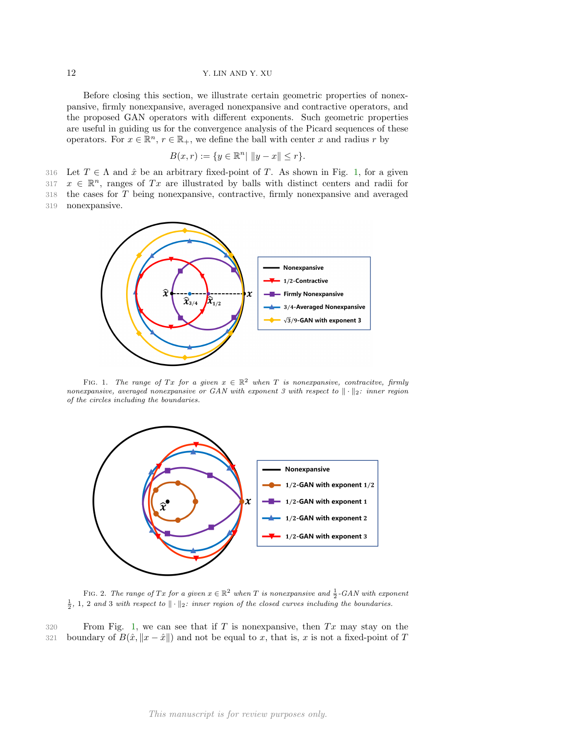Before closing this section, we illustrate certain geometric properties of nonexpansive, firmly nonexpansive, averaged nonexpansive and contractive operators, and the proposed GAN operators with different exponents. Such geometric properties are useful in guiding us for the convergence analysis of the Picard sequences of these operators. For $x \in \mathbb{R}^n$, $r \in \mathbb{R}_+$, we define the ball with center $x$ and radius $r$ by

$$B(x, r) := \{y \in \mathbb{R}^n | \ \|y - x\| \leq r\}.$$

Let $T \in \Lambda$ and $\hat{x}$ be an arbitrary fixed-point of $T$. As shown in Fig. 1, for a given $x \in \mathbb{R}^n$, ranges of $Tx$ are illustrated by balls with distinct centers and radii for the cases for $T$ being nonexpansive, contractive, firmly nonexpansive and averaged nonexpansive.

Fig. 1. *The range of $Tx$ for a given $x \in \mathbb{R}^2$ when $T$ is nonexpansive, contracitve, firmly nonexpansive, averaged nonexpansive or GAN with exponent 3 with respect to $\|\cdot\|_2$: inner region of the circles including the boundaries.*

Fig. 2. *The range of $Tx$ for a given $x \in \mathbb{R}^2$ when $T$ is nonexpansive and $\frac{1}{2}$-GAN with exponent $\frac{1}{2}$, 1, 2 and 3 with respect to $\|\cdot\|_2$: inner region of the closed curves including the boundaries.*

From Fig. 1, we can see that if $T$ is nonexpansive, then $Tx$ may stay on the boundary of $B(\hat{x}, \|x - \hat{x}\|)$ and not be equal to $x$, that is, $x$ is not a fixed-point of $T$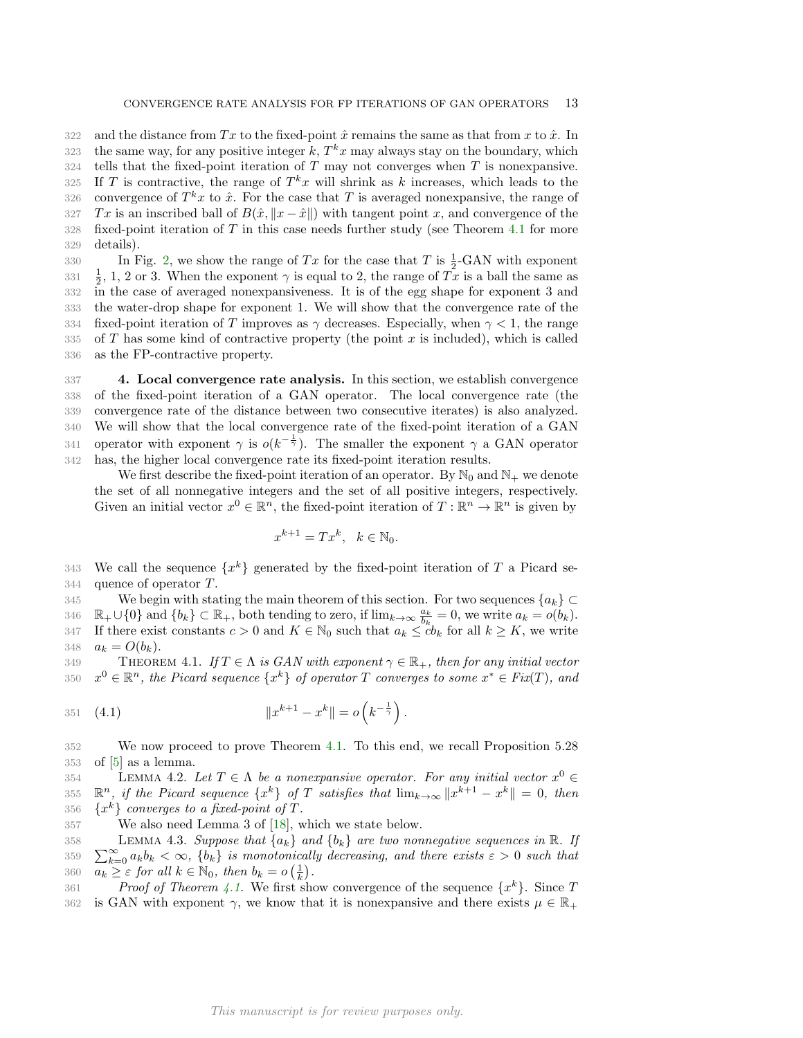and the distance from $Tx$ to the fixed-point $\hat{x}$ remains the same as that from $x$ to $\hat{x}$. In the same way, for any positive integer $k$, $T^k x$ may always stay on the boundary, which tells that the fixed-point iteration of $T$ may not converges when $T$ is nonexpansive. If $T$ is contractive, the range of $T^k x$ will shrink as $k$ increases, which leads to the convergence of $T^k x$ to $\hat{x}$. For the case that $T$ is averaged nonexpansive, the range of $Tx$ is an inscribed ball of $B(\hat{x}, \|x - \hat{x}\|)$ with tangent point $x$, and convergence of the fixed-point iteration of $T$ in this case needs further study (see Theorem 4.1 for more details).

In Fig. 2, we show the range of $Tx$ for the case that $T$ is $\frac{1}{2}$-GAN with exponent $\frac{1}{2}$, 1, 2 or 3. When the exponent $\gamma$ is equal to 2, the range of $Tx$ is a ball the same as in the case of averaged nonexpansiveness. It is of the egg shape for exponent 3 and the water-drop shape for exponent 1. We will show that the convergence rate of the fixed-point iteration of $T$ improves as $\gamma$ decreases. Especially, when $\gamma < 1$, the range of $T$ has some kind of contractive property (the point $x$ is included), which is called as the FP-contractive property.

## 4. Local convergence rate analysis.

In this section, we establish convergence of the fixed-point iteration of a GAN operator. The local convergence rate (the convergence rate of the distance between two consecutive iterates) is also analyzed. We will show that the local convergence rate of the fixed-point iteration of a GAN operator with exponent $\gamma$ is $o(k^{-\frac{1}{\gamma}})$. The smaller the exponent $\gamma$ a GAN operator has, the higher local convergence rate its fixed-point iteration results.

We first describe the fixed-point iteration of an operator. By $\mathbb{N}_0$ and $\mathbb{N}_+$ we denote the set of all nonnegative integers and the set of all positive integers, respectively. Given an initial vector $x^0 \in \mathbb{R}^n$, the fixed-point iteration of $T : \mathbb{R}^n \to \mathbb{R}^n$ is given by

$$x^{k+1} = Tx^k, \quad k \in \mathbb{N}_0.$$

We call the sequence $\{x^k\}$ generated by the fixed-point iteration of $T$ a Picard sequence of operator $T$.

We begin with stating the main theorem of this section. For two sequences $\{a_k\} \subset \mathbb{R}_+ \cup \{0\}$ and $\{b_k\} \subset \mathbb{R}_+$, both tending to zero, if $\lim_{k\to\infty} \frac{a_k}{b_k} = 0$, we write $a_k = o(b_k)$. If there exist constants $c > 0$ and $K \in \mathbb{N}_0$ such that $a_k \le cb_k$ for all $k \ge K$, we write $a_k = O(b_k)$.

THEOREM 4.1. *If $T \in \Lambda$ is GAN with exponent $\gamma \in \mathbb{R}_+$, then for any initial vector $x^0 \in \mathbb{R}^n$, the Picard sequence $\{x^k\}$ of operator $T$ converges to some $x^* \in Fix(T)$, and*

$$\|x^{k+1} - x^k\| = o\left(k^{-\frac{1}{\gamma}}\right). \tag{4.1}$$

We now proceed to prove Theorem 4.1. To this end, we recall Proposition 5.28 of [5] as a lemma.

LEMMA 4.2. *Let $T \in \Lambda$ be a nonexpansive operator. For any initial vector $x^0 \in \mathbb{R}^n$, if the Picard sequence $\{x^k\}$ of $T$ satisfies that $\lim_{k\to\infty} \|x^{k+1} - x^k\| = 0$, then $\{x^k\}$ converges to a fixed-point of $T$.*

We also need Lemma 3 of [18], which we state below.

LEMMA 4.3. *Suppose that $\{a_k\}$ and $\{b_k\}$ are two nonnegative sequences in $\mathbb{R}$. If $\sum_{k=0}^{\infty} a_k b_k < \infty$, $\{b_k\}$ is monotonically decreasing, and there exists $\varepsilon > 0$ such that $a_k \ge \varepsilon$ for all $k \in \mathbb{N}_0$, then $b_k = o\left(\frac{1}{k}\right)$.*

*Proof of Theorem 4.1.* We first show convergence of the sequence $\{x^k\}$. Since $T$ is GAN with exponent $\gamma$, we know that it is nonexpansive and there exists $\mu \in \mathbb{R}_+$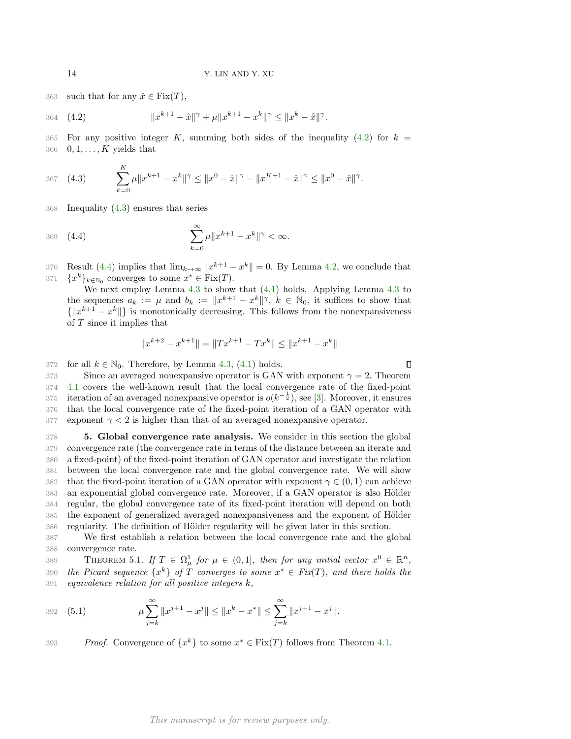such that for any $\hat{x} \in \mathrm{Fix}(T)$,

$$\|x^{k+1} - \hat{x}\|^\gamma + \mu\|x^{k+1} - x^k\|^\gamma \leq \|x^k - \hat{x}\|^\gamma. \tag{4.2}$$

For any positive integer $K$, summing both sides of the inequality (4.2) for $k = 0, 1, \ldots, K$ yields that

$$\sum_{k=0}^{K} \mu\|x^{k+1} - x^k\|^\gamma \leq \|x^0 - \hat{x}\|^\gamma - \|x^{K+1} - \hat{x}\|^\gamma \leq \|x^0 - \hat{x}\|^\gamma. \tag{4.3}$$

Inequality (4.3) ensures that series

$$\sum_{k=0}^{\infty} \mu\|x^{k+1} - x^k\|^\gamma < \infty. \tag{4.4}$$

Result (4.4) implies that $\lim_{k\to\infty} \|x^{k+1} - x^k\| = 0$. By Lemma 4.2, we conclude that $\{x^k\}_{k\in\mathbb{N}_0}$ converges to some $x^* \in \mathrm{Fix}(T)$.

We next employ Lemma 4.3 to show that (4.1) holds. Applying Lemma 4.3 to the sequences $a_k := \mu$ and $b_k := \|x^{k+1} - x^k\|^\gamma$, $k \in \mathbb{N}_0$, it suffices to show that $\{\|x^{k+1} - x^k\|\}$ is monotonically decreasing. This follows from the nonexpansiveness of $T$ since it implies that

$$\|x^{k+2} - x^{k+1}\| = \|Tx^{k+1} - Tx^k\| \leq \|x^{k+1} - x^k\|$$

for all $k \in \mathbb{N}_0$. Therefore, by Lemma 4.3, (4.1) holds. ∎

Since an averaged nonexpansive operator is GAN with exponent $\gamma = 2$, Theorem 4.1 covers the well-known result that the local convergence rate of the fixed-point iteration of an averaged nonexpansive operator is $o(k^{-\frac{1}{2}})$, see [3]. Moreover, it ensures that the local convergence rate of the fixed-point iteration of a GAN operator with exponent $\gamma < 2$ is higher than that of an averaged nonexpansive operator.

## 5. Global convergence rate analysis.

We consider in this section the global convergence rate (the convergence rate in terms of the distance between an iterate and a fixed-point) of the fixed-point iteration of GAN operator and investigate the relation between the local convergence rate and the global convergence rate. We will show that the fixed-point iteration of a GAN operator with exponent $\gamma \in (0, 1)$ can achieve an exponential global convergence rate. Moreover, if a GAN operator is also Hölder regular, the global convergence rate of its fixed-point iteration will depend on both the exponent of generalized averaged nonexpansiveness and the exponent of Hölder regularity. The definition of Hölder regularity will be given later in this section.

We first establish a relation between the local convergence rate and the global convergence rate.

THEOREM 5.1. *If $T \in \Omega_\mu^1$ for $\mu \in (0, 1]$, then for any initial vector $x^0 \in \mathbb{R}^n$, the Picard sequence $\{x^k\}$ of $T$ converges to some $x^* \in Fix(T)$, and there holds the equivalence relation for all positive integers $k$,*

$$\mu \sum_{j=k}^{\infty} \|x^{j+1} - x^j\| \leq \|x^k - x^*\| \leq \sum_{j=k}^{\infty} \|x^{j+1} - x^j\|. \tag{5.1}$$

*Proof.* Convergence of $\{x^k\}$ to some $x^* \in \mathrm{Fix}(T)$ follows from Theorem 4.1.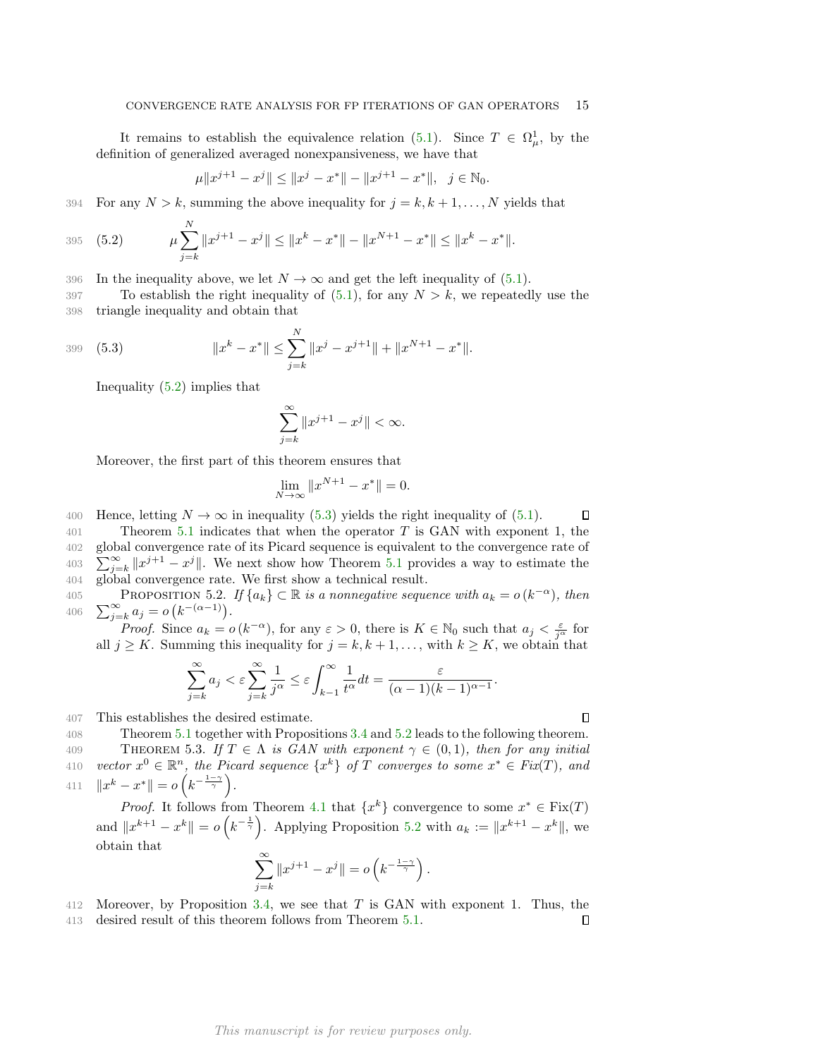It remains to establish the equivalence relation (5.1). Since $T \in \Omega^1_\mu$, by the definition of generalized averaged nonexpansiveness, we have that

$$\mu\|x^{j+1} - x^j\| \le \|x^j - x^*\| - \|x^{j+1} - x^*\|, \quad j \in \mathbb{N}_0.$$

For any $N > k$, summing the above inequality for $j = k, k+1, \ldots, N$ yields that

$$\mu \sum_{j=k}^{N} \|x^{j+1} - x^j\| \le \|x^k - x^*\| - \|x^{N+1} - x^*\| \le \|x^k - x^*\|. \tag{5.2}$$

In the inequality above, we let $N \to \infty$ and get the left inequality of (5.1).

To establish the right inequality of (5.1), for any $N > k$, we repeatedly use the triangle inequality and obtain that

$$\|x^k - x^*\| \le \sum_{j=k}^{N} \|x^j - x^{j+1}\| + \|x^{N+1} - x^*\|. \tag{5.3}$$

Inequality (5.2) implies that

$$\sum_{j=k}^{\infty} \|x^{j+1} - x^j\| < \infty.$$

Moreover, the first part of this theorem ensures that

$$\lim_{N\to\infty} \|x^{N+1} - x^*\| = 0.$$

Hence, letting $N \to \infty$ in inequality (5.3) yields the right inequality of (5.1). $\square$

Theorem 5.1 indicates that when the operator $T$ is GAN with exponent 1, the global convergence rate of its Picard sequence is equivalent to the convergence rate of $\sum_{j=k}^{\infty} \|x^{j+1} - x^j\|$. We next show how Theorem 5.1 provides a way to estimate the global convergence rate. We first show a technical result.

**Proposition 5.2.** *If $\{a_k\} \subset \mathbb{R}$ is a nonnegative sequence with $a_k = o\left(k^{-\alpha}\right)$, then $\sum_{j=k}^{\infty} a_j = o\left(k^{-(\alpha-1)}\right)$.*

*Proof.* Since $a_k = o\left(k^{-\alpha}\right)$, for any $\varepsilon > 0$, there is $K \in \mathbb{N}_0$ such that $a_j < \frac{\varepsilon}{j^\alpha}$ for all $j \ge K$. Summing this inequality for $j = k, k+1, \ldots$, with $k \ge K$, we obtain that

$$\sum_{j=k}^{\infty} a_j < \varepsilon \sum_{j=k}^{\infty} \frac{1}{j^\alpha} \le \varepsilon \int_{k-1}^{\infty} \frac{1}{t^\alpha} dt = \frac{\varepsilon}{(\alpha - 1)(k-1)^{\alpha-1}}.$$

This establishes the desired estimate. $\square$

Theorem 5.1 together with Propositions 3.4 and 5.2 leads to the following theorem.

**Theorem 5.3.** *If $T \in \Lambda$ is GAN with exponent $\gamma \in (0, 1)$, then for any initial vector $x^0 \in \mathbb{R}^n$, the Picard sequence $\{x^k\}$ of $T$ converges to some $x^* \in Fix(T)$, and $\|x^k - x^*\| = o\left(k^{-\frac{1-\gamma}{\gamma}}\right)$.*

*Proof.* It follows from Theorem 4.1 that $\{x^k\}$ convergence to some $x^* \in \mathrm{Fix}(T)$ and $\|x^{k+1} - x^k\| = o\left(k^{-\frac{1}{\gamma}}\right)$. Applying Proposition 5.2 with $a_k := \|x^{k+1} - x^k\|$, we obtain that

$$\sum_{j=k}^{\infty} \|x^{j+1} - x^j\| = o\left(k^{-\frac{1-\gamma}{\gamma}}\right).$$

Moreover, by Proposition 3.4, we see that $T$ is GAN with exponent 1. Thus, the desired result of this theorem follows from Theorem 5.1. $\square$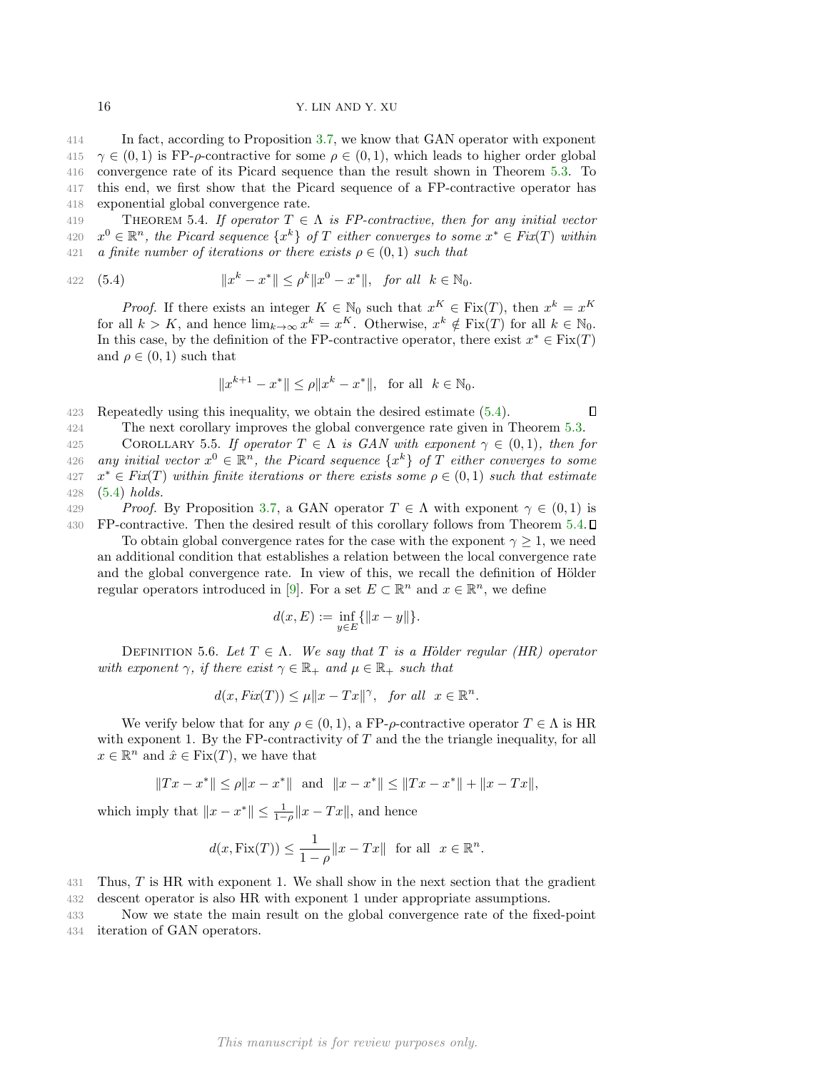In fact, according to Proposition 3.7, we know that GAN operator with exponent $\gamma \in (0,1)$ is FP-$\rho$-contractive for some $\rho \in (0,1)$, which leads to higher order global convergence rate of its Picard sequence than the result shown in Theorem 5.3. To this end, we first show that the Picard sequence of a FP-contractive operator has exponential global convergence rate.

THEOREM 5.4. *If operator $T \in \Lambda$ is FP-contractive, then for any initial vector $x^0 \in \mathbb{R}^n$, the Picard sequence $\{x^k\}$ of $T$ either converges to some $x^* \in Fix(T)$ within a finite number of iterations or there exists $\rho \in (0,1)$ such that*

$$\|x^k - x^*\| \leq \rho^k \|x^0 - x^*\|, \quad \text{for all} \;\; k \in \mathbb{N}_0. \tag{5.4}$$

*Proof.* If there exists an integer $K \in \mathbb{N}_0$ such that $x^K \in \mathrm{Fix}(T)$, then $x^k = x^K$ for all $k > K$, and hence $\lim_{k\to\infty} x^k = x^K$. Otherwise, $x^k \notin \mathrm{Fix}(T)$ for all $k \in \mathbb{N}_0$. In this case, by the definition of the FP-contractive operator, there exist $x^* \in \mathrm{Fix}(T)$ and $\rho \in (0,1)$ such that

$$\|x^{k+1} - x^*\| \leq \rho \|x^k - x^*\|, \quad \text{for all} \;\; k \in \mathbb{N}_0.$$

Repeatedly using this inequality, we obtain the desired estimate (5.4). ∎

The next corollary improves the global convergence rate given in Theorem 5.3.

COROLLARY 5.5. *If operator $T \in \Lambda$ is GAN with exponent $\gamma \in (0,1)$, then for any initial vector $x^0 \in \mathbb{R}^n$, the Picard sequence $\{x^k\}$ of $T$ either converges to some $x^* \in Fix(T)$ within finite iterations or there exists some $\rho \in (0,1)$ such that estimate (5.4) holds.*

*Proof.* By Proposition 3.7, a GAN operator $T \in \Lambda$ with exponent $\gamma \in (0,1)$ is FP-contractive. Then the desired result of this corollary follows from Theorem 5.4. ∎

To obtain global convergence rates for the case with the exponent $\gamma \geq 1$, we need an additional condition that establishes a relation between the local convergence rate and the global convergence rate. In view of this, we recall the definition of Hölder regular operators introduced in [9]. For a set $E \subset \mathbb{R}^n$ and $x \in \mathbb{R}^n$, we define

$$d(x, E) := \inf_{y \in E} \{\|x - y\|\}.$$

DEFINITION 5.6. *Let $T \in \Lambda$. We say that $T$ is a Hölder regular (HR) operator with exponent $\gamma$, if there exist $\gamma \in \mathbb{R}_+$ and $\mu \in \mathbb{R}_+$ such that*

$$d(x, Fix(T)) \leq \mu \|x - Tx\|^\gamma, \quad \text{for all} \;\; x \in \mathbb{R}^n.$$

We verify below that for any $\rho \in (0,1)$, a FP-$\rho$-contractive operator $T \in \Lambda$ is HR with exponent 1. By the FP-contractivity of $T$ and the the triangle inequality, for all $x \in \mathbb{R}^n$ and $\hat{x} \in \mathrm{Fix}(T)$, we have that

$$\|Tx - x^*\| \leq \rho \|x - x^*\| \;\; \text{and} \;\; \|x - x^*\| \leq \|Tx - x^*\| + \|x - Tx\|,$$

which imply that $\|x - x^*\| \leq \frac{1}{1-\rho}\|x - Tx\|$, and hence

$$d(x, \mathrm{Fix}(T)) \leq \frac{1}{1-\rho}\|x - Tx\| \;\; \text{for all} \;\; x \in \mathbb{R}^n.$$

Thus, $T$ is HR with exponent 1. We shall show in the next section that the gradient descent operator is also HR with exponent 1 under appropriate assumptions.

Now we state the main result on the global convergence rate of the fixed-point iteration of GAN operators.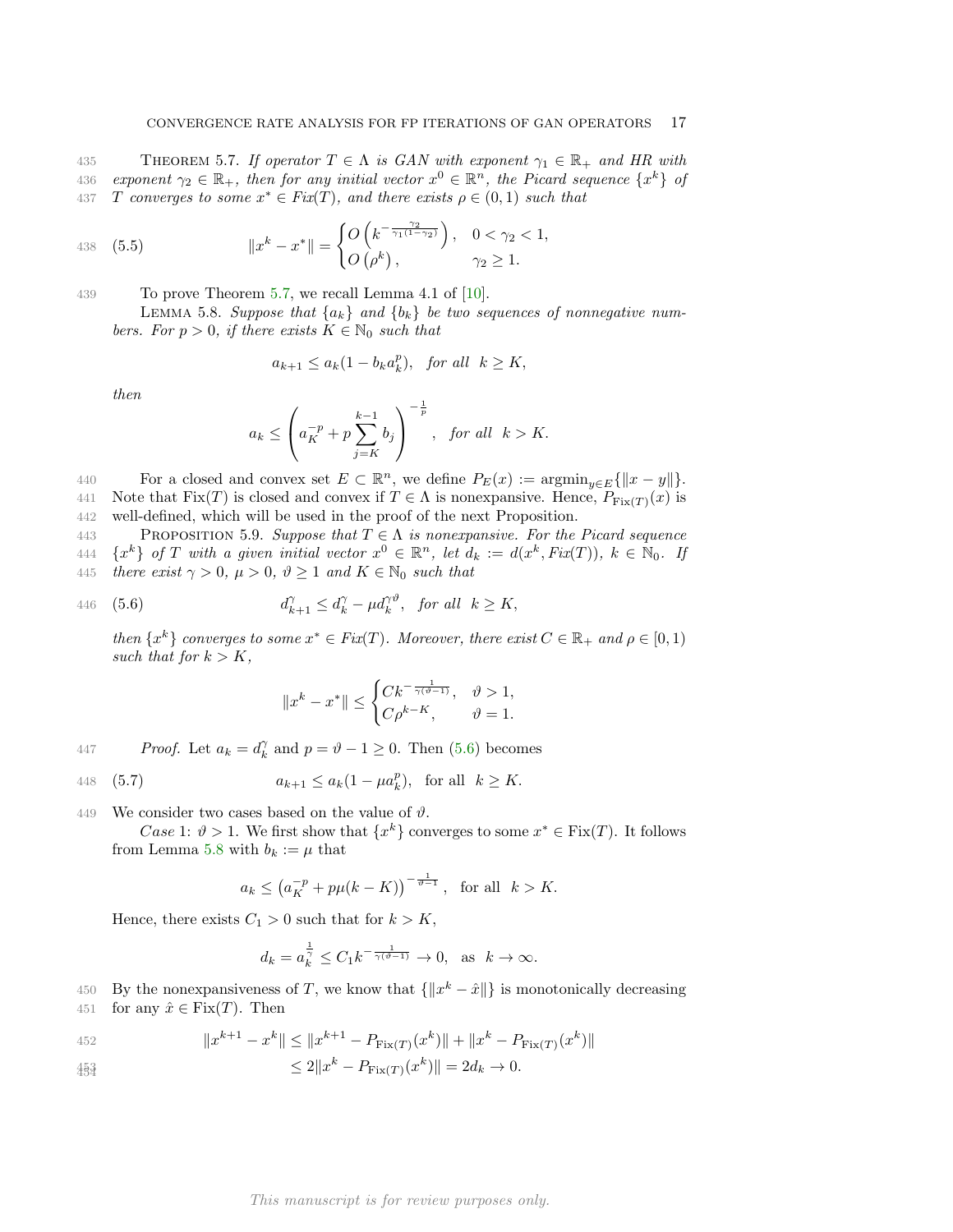THEOREM 5.7. *If operator $T \in \Lambda$ is GAN with exponent $\gamma_1 \in \mathbb{R}_+$ and HR with exponent $\gamma_2 \in \mathbb{R}_+$, then for any initial vector $x^0 \in \mathbb{R}^n$, the Picard sequence $\{x^k\}$ of $T$ converges to some $x^* \in Fix(T)$, and there exists $\rho \in (0,1)$ such that*

$$\|x^k - x^*\| = \begin{cases} O\left(k^{-\frac{\gamma_2}{\gamma_1(1-\gamma_2)}}\right), & 0 < \gamma_2 < 1, \\ O\left(\rho^k\right), & \gamma_2 \geq 1. \end{cases} \tag{5.5}$$

To prove Theorem 5.7, we recall Lemma 4.1 of [10].

LEMMA 5.8. *Suppose that $\{a_k\}$ and $\{b_k\}$ be two sequences of nonnegative numbers. For $p > 0$, if there exists $K \in \mathbb{N}_0$ such that*

$$a_{k+1} \leq a_k(1 - b_k a_k^p), \quad \textit{for all} \quad k \geq K,$$

*then*

$$a_k \leq \left(a_K^{-p} + p\sum_{j=K}^{k-1} b_j\right)^{-\frac{1}{p}}, \quad \textit{for all} \quad k > K.$$

For a closed and convex set $E \subset \mathbb{R}^n$, we define $P_E(x) := \mathrm{argmin}_{y \in E}\{\|x - y\|\}$. Note that $\mathrm{Fix}(T)$ is closed and convex if $T \in \Lambda$ is nonexpansive. Hence, $P_{\mathrm{Fix}(T)}(x)$ is well-defined, which will be used in the proof of the next Proposition.

PROPOSITION 5.9. *Suppose that $T \in \Lambda$ is nonexpansive. For the Picard sequence $\{x^k\}$ of $T$ with a given initial vector $x^0 \in \mathbb{R}^n$, let $d_k := d(x^k, Fix(T))$, $k \in \mathbb{N}_0$. If there exist $\gamma > 0$, $\mu > 0$, $\vartheta \geq 1$ and $K \in \mathbb{N}_0$ such that*

$$d_{k+1}^{\gamma} \leq d_k^{\gamma} - \mu d_k^{\gamma\vartheta}, \quad \textit{for all} \quad k \geq K, \tag{5.6}$$

*then $\{x^k\}$ converges to some $x^* \in Fix(T)$. Moreover, there exist $C \in \mathbb{R}_+$ and $\rho \in [0,1)$ such that for $k > K$,*

$$\|x^k - x^*\| \leq \begin{cases} Ck^{-\frac{1}{\gamma(\vartheta-1)}}, & \vartheta > 1, \\ C\rho^{k-K}, & \vartheta = 1. \end{cases}$$

*Proof.* Let $a_k = d_k^{\gamma}$ and $p = \vartheta - 1 \geq 0$. Then (5.6) becomes

$$a_{k+1} \leq a_k(1 - \mu a_k^p), \quad \text{for all} \quad k \geq K. \tag{5.7}$$

We consider two cases based on the value of $\vartheta$.

*Case* 1: $\vartheta > 1$. We first show that $\{x^k\}$ converges to some $x^* \in \mathrm{Fix}(T)$. It follows from Lemma 5.8 with $b_k := \mu$ that

$$a_k \leq \left(a_K^{-p} + p\mu(k-K)\right)^{-\frac{1}{\vartheta-1}}, \quad \text{for all} \quad k > K.$$

Hence, there exists $C_1 > 0$ such that for $k > K$,

$$d_k = a_k^{\frac{1}{\gamma}} \leq C_1 k^{-\frac{1}{\gamma(\vartheta-1)}} \to 0, \quad \text{as} \quad k \to \infty.$$

By the nonexpansiveness of $T$, we know that $\{\|x^k - \hat{x}\|\}$ is monotonically decreasing for any $\hat{x} \in \mathrm{Fix}(T)$. Then

$$\begin{aligned} \|x^{k+1} - x^k\| &\leq \|x^{k+1} - P_{\mathrm{Fix}(T)}(x^k)\| + \|x^k - P_{\mathrm{Fix}(T)}(x^k)\| \\ &\leq 2\|x^k - P_{\mathrm{Fix}(T)}(x^k)\| = 2d_k \to 0. \end{aligned}$$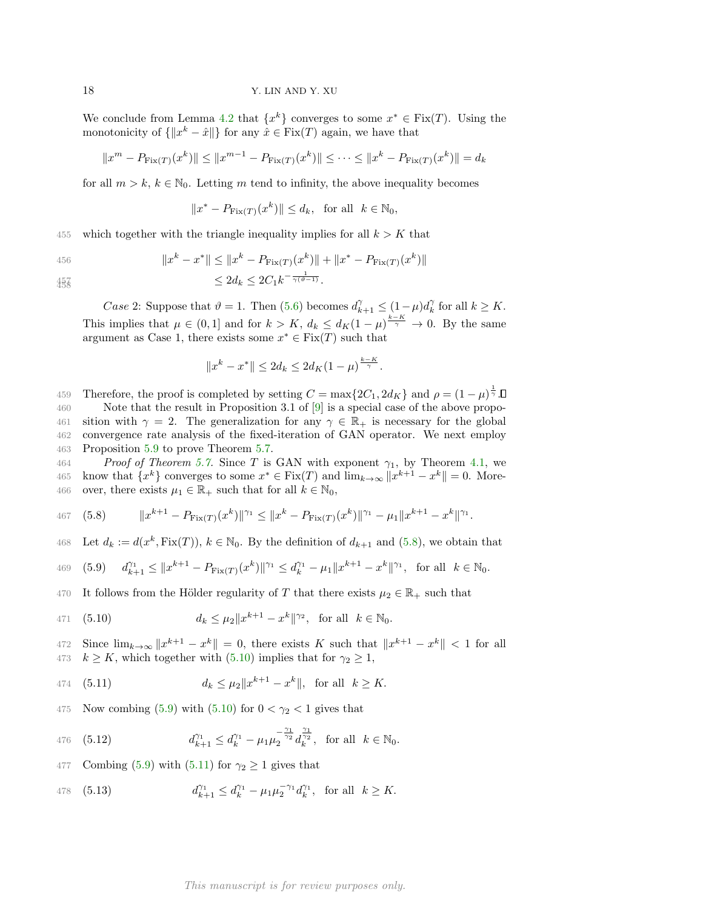We conclude from Lemma 4.2 that $\{x^k\}$ converges to some $x^* \in \mathrm{Fix}(T)$. Using the monotonicity of $\{\|x^k - \hat{x}\|\}$ for any $\hat{x} \in \mathrm{Fix}(T)$ again, we have that

$$\|x^m - P_{\mathrm{Fix}(T)}(x^k)\| \le \|x^{m-1} - P_{\mathrm{Fix}(T)}(x^k)\| \le \cdots \le \|x^k - P_{\mathrm{Fix}(T)}(x^k)\| = d_k$$

for all $m > k$, $k \in \mathbb{N}_0$. Letting $m$ tend to infinity, the above inequality becomes

$$\|x^* - P_{\mathrm{Fix}(T)}(x^k)\| \le d_k, \quad \text{for all} \quad k \in \mathbb{N}_0,$$

which together with the triangle inequality implies for all $k > K$ that

$$\begin{aligned} \|x^k - x^*\| &\le \|x^k - P_{\mathrm{Fix}(T)}(x^k)\| + \|x^* - P_{\mathrm{Fix}(T)}(x^k)\| \\ &\le 2d_k \le 2C_1 k^{-\frac{1}{\gamma(\vartheta-1)}}. \end{aligned}$$

*Case* 2: Suppose that $\vartheta = 1$. Then (5.6) becomes $d_{k+1}^{\gamma} \le (1-\mu)d_k^{\gamma}$ for all $k \ge K$. This implies that $\mu \in (0, 1]$ and for $k > K$, $d_k \le d_K(1-\mu)^{\frac{k-K}{\gamma}} \to 0$. By the same argument as Case 1, there exists some $x^* \in \mathrm{Fix}(T)$ such that

$$\|x^k - x^*\| \le 2d_k \le 2d_K(1-\mu)^{\frac{k-K}{\gamma}}.$$

Therefore, the proof is completed by setting $C = \max\{2C_1, 2d_K\}$ and $\rho = (1-\mu)^{\frac{1}{\gamma}}$. ∎

Note that the result in Proposition 3.1 of [9] is a special case of the above proposition with $\gamma = 2$. The generalization for any $\gamma \in \mathbb{R}_+$ is necessary for the global convergence rate analysis of the fixed-iteration of GAN operator. We next employ Proposition 5.9 to prove Theorem 5.7.

*Proof of Theorem 5.7.* Since $T$ is GAN with exponent $\gamma_1$, by Theorem 4.1, we know that $\{x^k\}$ converges to some $x^* \in \mathrm{Fix}(T)$ and $\lim_{k\to\infty} \|x^{k+1} - x^k\| = 0$. Moreover, there exists $\mu_1 \in \mathbb{R}_+$ such that for all $k \in \mathbb{N}_0$,

$$\|x^{k+1} - P_{\mathrm{Fix}(T)}(x^k)\|^{\gamma_1} \le \|x^k - P_{\mathrm{Fix}(T)}(x^k)\|^{\gamma_1} - \mu_1\|x^{k+1} - x^k\|^{\gamma_1}. \tag{5.8}$$

Let $d_k := d(x^k, \mathrm{Fix}(T))$, $k \in \mathbb{N}_0$. By the definition of $d_{k+1}$ and (5.8), we obtain that

$$d_{k+1}^{\gamma_1} \le \|x^{k+1} - P_{\mathrm{Fix}(T)}(x^k)\|^{\gamma_1} \le d_k^{\gamma_1} - \mu_1\|x^{k+1} - x^k\|^{\gamma_1}, \quad \text{for all} \quad k \in \mathbb{N}_0. \tag{5.9}$$

It follows from the Hölder regularity of $T$ that there exists $\mu_2 \in \mathbb{R}_+$ such that

$$d_k \le \mu_2\|x^{k+1} - x^k\|^{\gamma_2}, \quad \text{for all} \quad k \in \mathbb{N}_0. \tag{5.10}$$

Since $\lim_{k\to\infty} \|x^{k+1} - x^k\| = 0$, there exists $K$ such that $\|x^{k+1} - x^k\| < 1$ for all $k \ge K$, which together with (5.10) implies that for $\gamma_2 \ge 1$,

$$d_k \le \mu_2\|x^{k+1} - x^k\|, \quad \text{for all} \quad k \ge K. \tag{5.11}$$

Now combing (5.9) with (5.10) for $0 < \gamma_2 < 1$ gives that

$$d_{k+1}^{\gamma_1} \le d_k^{\gamma_1} - \mu_1\mu_2^{-\frac{\gamma_1}{\gamma_2}} d_k^{\frac{\gamma_1}{\gamma_2}}, \quad \text{for all} \quad k \in \mathbb{N}_0. \tag{5.12}$$

Combing (5.9) with (5.11) for $\gamma_2 \ge 1$ gives that

$$d_{k+1}^{\gamma_1} \le d_k^{\gamma_1} - \mu_1\mu_2^{-\gamma_1} d_k^{\gamma_1}, \quad \text{for all} \quad k \ge K. \tag{5.13}$$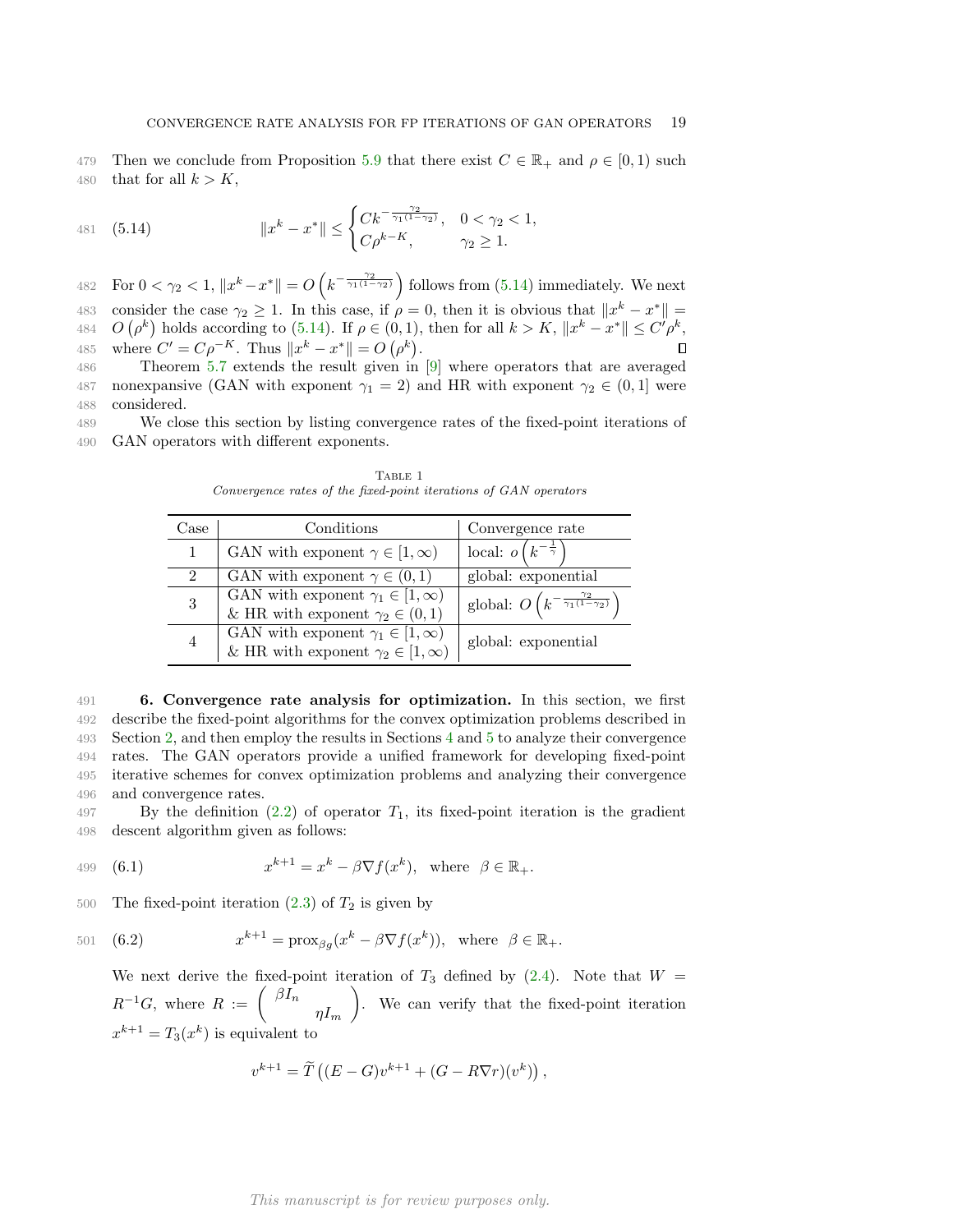Then we conclude from Proposition 5.9 that there exist $C \in \mathbb{R}_+$ and $\rho \in [0,1)$ such that for all $k > K$,

$$\|x^k - x^*\| \leq \begin{cases} Ck^{-\frac{\gamma_2}{\gamma_1(1-\gamma_2)}}, & 0 < \gamma_2 < 1, \\ C\rho^{k-K}, & \gamma_2 \geq 1. \end{cases} \tag{5.14}$$

For $0 < \gamma_2 < 1$, $\|x^k - x^*\| = O\left(k^{-\frac{\gamma_2}{\gamma_1(1-\gamma_2)}}\right)$ follows from (5.14) immediately. We next consider the case $\gamma_2 \geq 1$. In this case, if $\rho = 0$, then it is obvious that $\|x^k - x^*\| = O\left(\rho^k\right)$ holds according to (5.14). If $\rho \in (0,1)$, then for all $k > K$, $\|x^k - x^*\| \leq C'\rho^k$, where $C' = C\rho^{-K}$. Thus $\|x^k - x^*\| = O\left(\rho^k\right)$. ∎

Theorem 5.7 extends the result given in [9] where operators that are averaged nonexpansive (GAN with exponent $\gamma_1 = 2$) and HR with exponent $\gamma_2 \in (0,1]$ were considered.

We close this section by listing convergence rates of the fixed-point iterations of GAN operators with different exponents.

Table 1
*Convergence rates of the fixed-point iterations of GAN operators*

| Case | Conditions | Convergence rate |
|---|---|---|
| 1 | GAN with exponent $\gamma \in [1,\infty)$ | local: $o\left(k^{-\frac{1}{\gamma}}\right)$ |
| 2 | GAN with exponent $\gamma \in (0,1)$ | global: exponential |
| 3 | GAN with exponent $\gamma_1 \in [1,\infty)$ & HR with exponent $\gamma_2 \in (0,1)$ | global: $O\left(k^{-\frac{\gamma_2}{\gamma_1(1-\gamma_2)}}\right)$ |
| 4 | GAN with exponent $\gamma_1 \in [1,\infty)$ & HR with exponent $\gamma_2 \in [1,\infty)$ | global: exponential |

## 6. Convergence rate analysis for optimization.

In this section, we first describe the fixed-point algorithms for the convex optimization problems described in Section 2, and then employ the results in Sections 4 and 5 to analyze their convergence rates. The GAN operators provide a unified framework for developing fixed-point iterative schemes for convex optimization problems and analyzing their convergence and convergence rates.

By the definition (2.2) of operator $T_1$, its fixed-point iteration is the gradient descent algorithm given as follows:

$$x^{k+1} = x^k - \beta\nabla f(x^k), \quad \text{where} \quad \beta \in \mathbb{R}_+. \tag{6.1}$$

The fixed-point iteration (2.3) of $T_2$ is given by

$$x^{k+1} = \text{prox}_{\beta g}(x^k - \beta\nabla f(x^k)), \quad \text{where} \quad \beta \in \mathbb{R}_+. \tag{6.2}$$

We next derive the fixed-point iteration of $T_3$ defined by (2.4). Note that $W = R^{-1}G$, where $R := \begin{pmatrix} \beta I_n & \\ & \eta I_m \end{pmatrix}$. We can verify that the fixed-point iteration $x^{k+1} = T_3(x^k)$ is equivalent to

$$v^{k+1} = \widetilde{T}\left((E-G)v^{k+1} + (G - R\nabla r)(v^k)\right),$$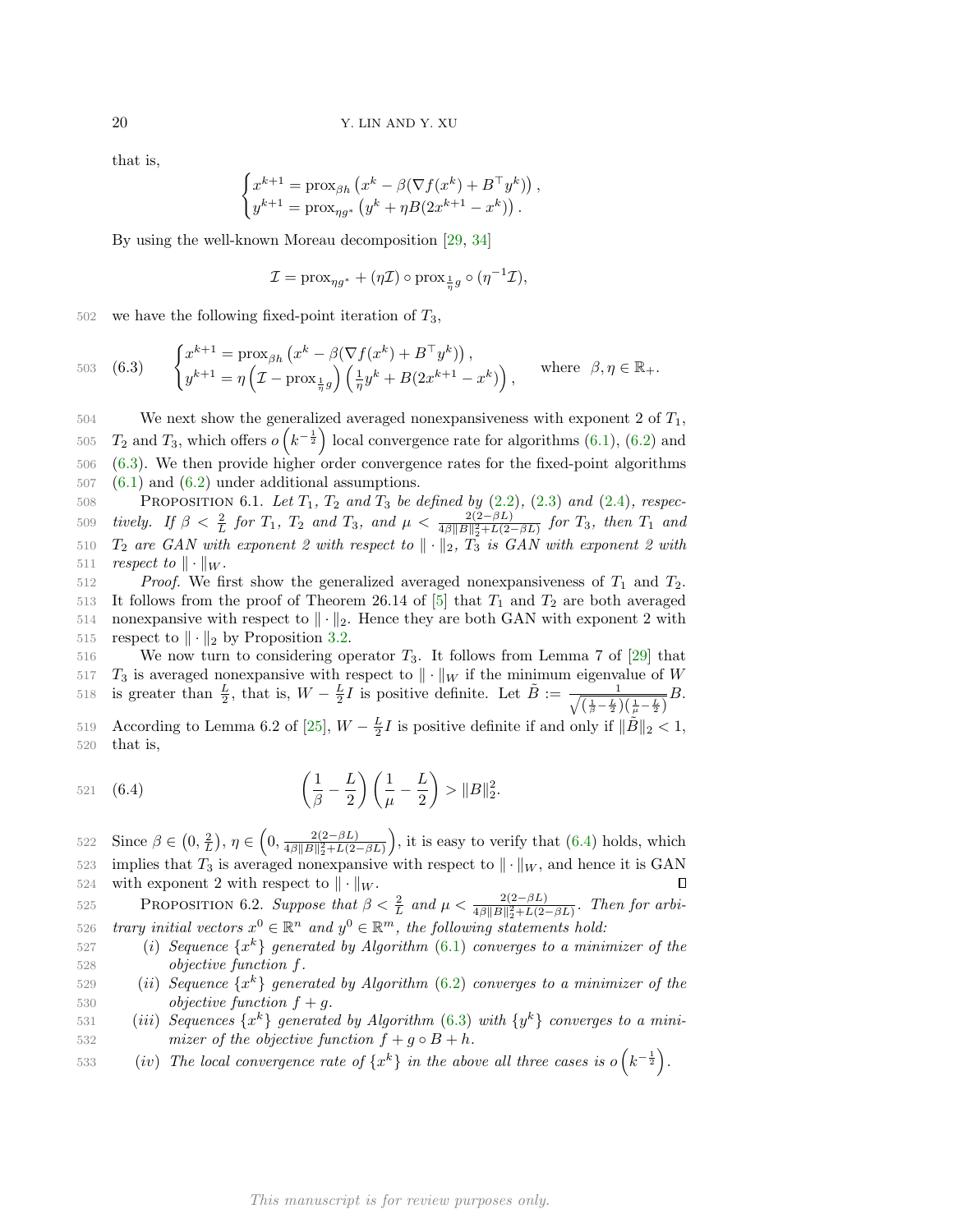that is,

$$
\begin{cases}
x^{k+1} = \operatorname{prox}_{\beta h}\left(x^k - \beta(\nabla f(x^k) + B^\top y^k)\right), \\
y^{k+1} = \operatorname{prox}_{\eta g^*}\left(y^k + \eta B(2x^{k+1} - x^k)\right).
\end{cases}
$$

By using the well-known Moreau decomposition [29, 34]

$$
\mathcal{I} = \operatorname{prox}_{\eta g^*} + (\eta \mathcal{I}) \circ \operatorname{prox}_{\frac{1}{\eta} g} \circ (\eta^{-1}\mathcal{I}),
$$

we have the following fixed-point iteration of $T_3$,

$$
\begin{cases}
x^{k+1} = \operatorname{prox}_{\beta h}\left(x^k - \beta(\nabla f(x^k) + B^\top y^k)\right), \\
y^{k+1} = \eta\left(\mathcal{I} - \operatorname{prox}_{\frac{1}{\eta} g}\right)\left(\frac{1}{\eta} y^k + B(2x^{k+1} - x^k)\right),
\end{cases}
\quad \text{where} \quad \beta, \eta \in \mathbb{R}_+. \tag{6.3}
$$

We next show the generalized averaged nonexpansiveness with exponent 2 of $T_1$, $T_2$ and $T_3$, which offers $o\left(k^{-\frac{1}{2}}\right)$ local convergence rate for algorithms (6.1), (6.2) and (6.3). We then provide higher order convergence rates for the fixed-point algorithms (6.1) and (6.2) under additional assumptions.

PROPOSITION 6.1. *Let $T_1$, $T_2$ and $T_3$ be defined by (2.2), (2.3) and (2.4), respectively. If $\beta < \frac{2}{L}$ for $T_1$, $T_2$ and $T_3$, and $\mu < \frac{2(2-\beta L)}{4\beta\|B\|_2^2 + L(2-\beta L)}$ for $T_3$, then $T_1$ and $T_2$ are GAN with exponent 2 with respect to $\|\cdot\|_2$, $T_3$ is GAN with exponent 2 with respect to $\|\cdot\|_W$.*

*Proof.* We first show the generalized averaged nonexpansiveness of $T_1$ and $T_2$. It follows from the proof of Theorem 26.14 of [5] that $T_1$ and $T_2$ are both averaged nonexpansive with respect to $\|\cdot\|_2$. Hence they are both GAN with exponent 2 with respect to $\|\cdot\|_2$ by Proposition 3.2.

We now turn to considering operator $T_3$. It follows from Lemma 7 of [29] that $T_3$ is averaged nonexpansive with respect to $\|\cdot\|_W$ if the minimum eigenvalue of $W$ is greater than $\frac{L}{2}$, that is, $W - \frac{L}{2}I$ is positive definite. Let $\tilde{B} := \frac{1}{\sqrt{\left(\frac{1}{\beta} - \frac{L}{2}\right)\left(\frac{1}{\mu} - \frac{L}{2}\right)}} B$. According to Lemma 6.2 of [25], $W - \frac{L}{2}I$ is positive definite if and only if $\|\tilde{B}\|_2 < 1$, that is,

$$
\left(\frac{1}{\beta} - \frac{L}{2}\right)\left(\frac{1}{\mu} - \frac{L}{2}\right) > \|B\|_2^2. \tag{6.4}
$$

Since $\beta \in \left(0, \frac{2}{L}\right)$, $\eta \in \left(0, \frac{2(2-\beta L)}{4\beta\|B\|_2^2 + L(2-\beta L)}\right)$, it is easy to verify that (6.4) holds, which implies that $T_3$ is averaged nonexpansive with respect to $\|\cdot\|_W$, and hence it is GAN with exponent 2 with respect to $\|\cdot\|_W$. ∎

PROPOSITION 6.2. *Suppose that $\beta < \frac{2}{L}$ and $\mu < \frac{2(2-\beta L)}{4\beta\|B\|_2^2 + L(2-\beta L)}$. Then for arbitrary initial vectors $x^0 \in \mathbb{R}^n$ and $y^0 \in \mathbb{R}^m$, the following statements hold:*

*(i) Sequence $\{x^k\}$ generated by Algorithm (6.1) converges to a minimizer of the objective function $f$.*

*(ii) Sequence $\{x^k\}$ generated by Algorithm (6.2) converges to a minimizer of the objective function $f + g$.*

*(iii) Sequences $\{x^k\}$ generated by Algorithm (6.3) with $\{y^k\}$ converges to a minimizer of the objective function $f + g \circ B + h$.*

*(iv) The local convergence rate of $\{x^k\}$ in the above all three cases is $o\left(k^{-\frac{1}{2}}\right)$.*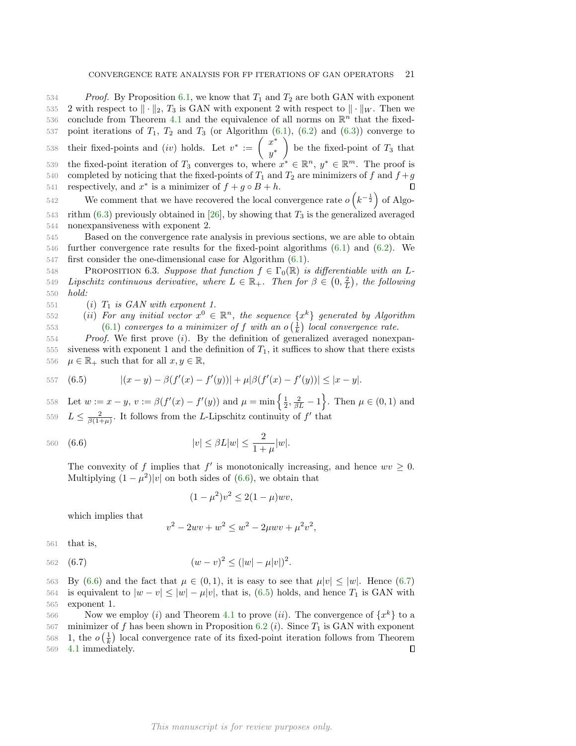*Proof.* By Proposition 6.1, we know that $T_1$ and $T_2$ are both GAN with exponent 2 with respect to $\|\cdot\|_2$, $T_3$ is GAN with exponent 2 with respect to $\|\cdot\|_W$. Then we conclude from Theorem 4.1 and the equivalence of all norms on $\mathbb{R}^n$ that the fixed-point iterations of $T_1$, $T_2$ and $T_3$ (or Algorithm (6.1), (6.2) and (6.3)) converge to their fixed-points and $(iv)$ holds. Let $v^* := \begin{pmatrix} x^* \\ y^* \end{pmatrix}$ be the fixed-point of $T_3$ that the fixed-point iteration of $T_3$ converges to, where $x^* \in \mathbb{R}^n$, $y^* \in \mathbb{R}^m$. The proof is completed by noticing that the fixed-points of $T_1$ and $T_2$ are minimizers of $f$ and $f+g$ respectively, and $x^*$ is a minimizer of $f + g \circ B + h$. ∎

We comment that we have recovered the local convergence rate $o\left(k^{-\frac{1}{2}}\right)$ of Algorithm (6.3) previously obtained in [26], by showing that $T_3$ is the generalized averaged nonexpansiveness with exponent 2.

Based on the convergence rate analysis in previous sections, we are able to obtain further convergence rate results for the fixed-point algorithms (6.1) and (6.2). We first consider the one-dimensional case for Algorithm (6.1).

PROPOSITION 6.3. *Suppose that function $f \in \Gamma_0(\mathbb{R})$ is differentiable with an $L$-Lipschitz continuous derivative, where $L \in \mathbb{R}_+$. Then for $\beta \in \left(0, \frac{2}{L}\right)$, the following hold:*

*(i) $T_1$ is GAN with exponent 1.*

*(ii) For any initial vector $x^0 \in \mathbb{R}^n$, the sequence $\{x^k\}$ generated by Algorithm (6.1) converges to a minimizer of $f$ with an $o\left(\frac{1}{k}\right)$ local convergence rate.*

*Proof.* We first prove $(i)$. By the definition of generalized averaged nonexpansiveness with exponent 1 and the definition of $T_1$, it suffices to show that there exists $\mu \in \mathbb{R}_+$ such that for all $x, y \in \mathbb{R}$,

$$|(x-y) - \beta(f'(x) - f'(y))| + \mu|\beta(f'(x) - f'(y))| \leq |x-y|. \tag{6.5}$$

Let $w := x - y$, $v := \beta(f'(x) - f'(y))$ and $\mu = \min\left\{\frac{1}{2}, \frac{2}{\beta L} - 1\right\}$. Then $\mu \in (0,1)$ and $L \leq \frac{2}{\beta(1+\mu)}$. It follows from the $L$-Lipschitz continuity of $f'$ that

$$|v| \leq \beta L|w| \leq \frac{2}{1+\mu}|w|. \tag{6.6}$$

The convexity of $f$ implies that $f'$ is monotonically increasing, and hence $wv \geq 0$. Multiplying $(1-\mu^2)|v|$ on both sides of (6.6), we obtain that

$$(1-\mu^2)v^2 \leq 2(1-\mu)wv,$$

which implies that

$$v^2 - 2wv + w^2 \leq w^2 - 2\mu wv + \mu^2 v^2,$$

that is,

$$(w-v)^2 \leq (|w| - \mu|v|)^2. \tag{6.7}$$

By (6.6) and the fact that $\mu \in (0,1)$, it is easy to see that $\mu|v| \leq |w|$. Hence (6.7) is equivalent to $|w - v| \leq |w| - \mu|v|$, that is, (6.5) holds, and hence $T_1$ is GAN with exponent 1.

Now we employ $(i)$ and Theorem 4.1 to prove $(ii)$. The convergence of $\{x^k\}$ to a minimizer of $f$ has been shown in Proposition 6.2 $(i)$. Since $T_1$ is GAN with exponent 1, the $o\left(\frac{1}{k}\right)$ local convergence rate of its fixed-point iteration follows from Theorem 4.1 immediately. ∎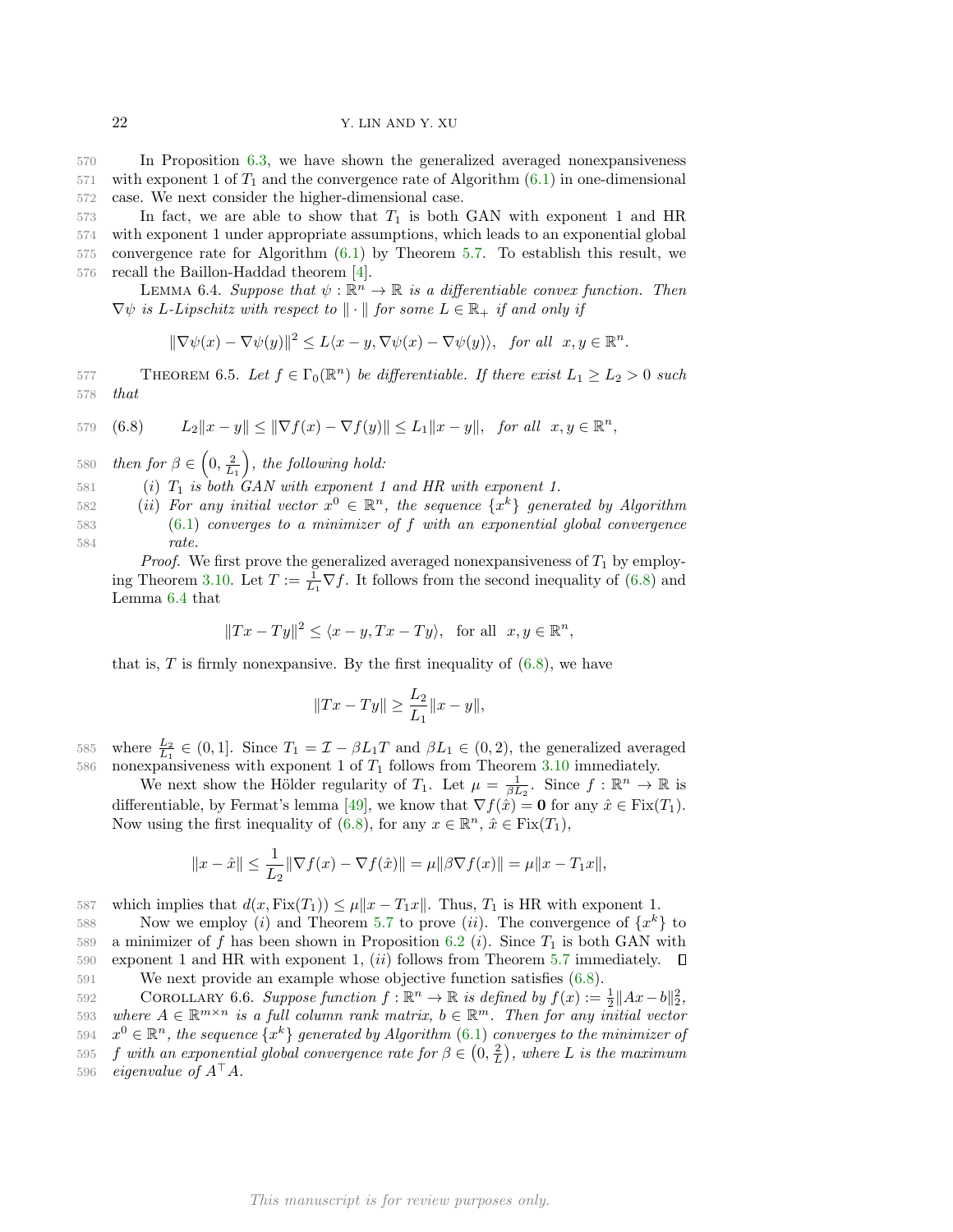In Proposition 6.3, we have shown the generalized averaged nonexpansiveness with exponent 1 of $T_1$ and the convergence rate of Algorithm (6.1) in one-dimensional case. We next consider the higher-dimensional case.

In fact, we are able to show that $T_1$ is both GAN with exponent 1 and HR with exponent 1 under appropriate assumptions, which leads to an exponential global convergence rate for Algorithm (6.1) by Theorem 5.7. To establish this result, we recall the Baillon-Haddad theorem [4].

LEMMA 6.4. *Suppose that $\psi : \mathbb{R}^n \to \mathbb{R}$ is a differentiable convex function. Then $\nabla\psi$ is L-Lipschitz with respect to $\|\cdot\|$ for some $L \in \mathbb{R}_+$ if and only if*

$$\|\nabla\psi(x) - \nabla\psi(y)\|^2 \leq L\langle x - y, \nabla\psi(x) - \nabla\psi(y)\rangle, \quad \text{for all} \;\; x, y \in \mathbb{R}^n.$$

THEOREM 6.5. *Let $f \in \Gamma_0(\mathbb{R}^n)$ be differentiable. If there exist $L_1 \geq L_2 > 0$ such that*

$$L_2\|x - y\| \leq \|\nabla f(x) - \nabla f(y)\| \leq L_1\|x - y\|, \quad \text{for all} \;\; x, y \in \mathbb{R}^n, \tag{6.8}$$

*then for $\beta \in \left(0, \frac{2}{L_1}\right)$, the following hold:*

(i) *$T_1$ is both GAN with exponent 1 and HR with exponent 1.*

(ii) *For any initial vector $x^0 \in \mathbb{R}^n$, the sequence $\{x^k\}$ generated by Algorithm (6.1) converges to a minimizer of $f$ with an exponential global convergence rate.*

*Proof.* We first prove the generalized averaged nonexpansiveness of $T_1$ by employing Theorem 3.10. Let $T := \frac{1}{L_1}\nabla f$. It follows from the second inequality of (6.8) and Lemma 6.4 that

$$\|Tx - Ty\|^2 \leq \langle x - y, Tx - Ty\rangle, \quad \text{for all} \;\; x, y \in \mathbb{R}^n,$$

that is, $T$ is firmly nonexpansive. By the first inequality of (6.8), we have

$$\|Tx - Ty\| \geq \frac{L_2}{L_1}\|x - y\|,$$

where $\frac{L_2}{L_1} \in (0, 1]$. Since $T_1 = \mathcal{I} - \beta L_1 T$ and $\beta L_1 \in (0, 2)$, the generalized averaged nonexpansiveness with exponent 1 of $T_1$ follows from Theorem 3.10 immediately.

We next show the Hölder regularity of $T_1$. Let $\mu = \frac{1}{\beta L_2}$. Since $f : \mathbb{R}^n \to \mathbb{R}$ is differentiable, by Fermat's lemma [49], we know that $\nabla f(\hat{x}) = \mathbf{0}$ for any $\hat{x} \in \text{Fix}(T_1)$. Now using the first inequality of (6.8), for any $x \in \mathbb{R}^n$, $\hat{x} \in \text{Fix}(T_1)$,

$$\|x - \hat{x}\| \leq \frac{1}{L_2}\|\nabla f(x) - \nabla f(\hat{x})\| = \mu\|\beta\nabla f(x)\| = \mu\|x - T_1 x\|,$$

which implies that $d(x, \text{Fix}(T_1)) \leq \mu\|x - T_1 x\|$. Thus, $T_1$ is HR with exponent 1.

Now we employ (i) and Theorem 5.7 to prove (ii). The convergence of $\{x^k\}$ to a minimizer of $f$ has been shown in Proposition 6.2 (i). Since $T_1$ is both GAN with exponent 1 and HR with exponent 1, (ii) follows from Theorem 5.7 immediately. ∎

We next provide an example whose objective function satisfies (6.8).

COROLLARY 6.6. *Suppose function $f : \mathbb{R}^n \to \mathbb{R}$ is defined by $f(x) := \frac{1}{2}\|Ax - b\|_2^2$, where $A \in \mathbb{R}^{m\times n}$ is a full column rank matrix, $b \in \mathbb{R}^m$. Then for any initial vector $x^0 \in \mathbb{R}^n$, the sequence $\{x^k\}$ generated by Algorithm (6.1) converges to the minimizer of $f$ with an exponential global convergence rate for $\beta \in \left(0, \frac{2}{L}\right)$, where $L$ is the maximum eigenvalue of $A^\top A$.*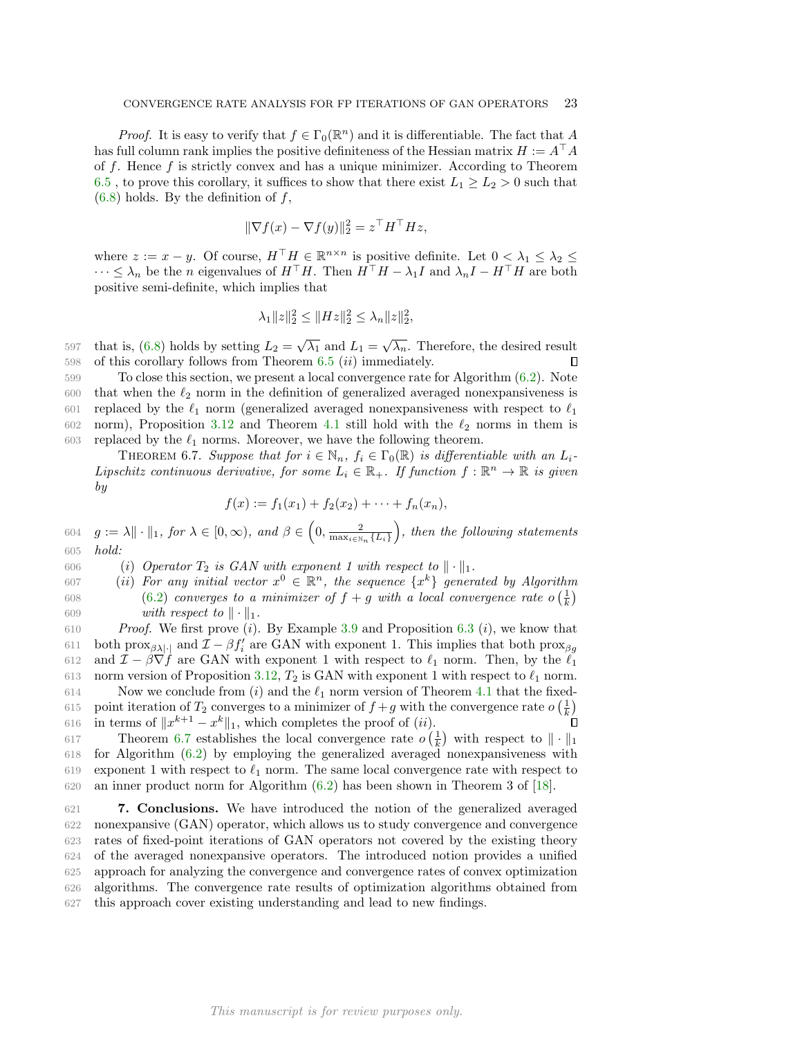*Proof.* It is easy to verify that $f \in \Gamma_0(\mathbb{R}^n)$ and it is differentiable. The fact that $A$ has full column rank implies the positive definiteness of the Hessian matrix $H := A^\top A$ of $f$. Hence $f$ is strictly convex and has a unique minimizer. According to Theorem 6.5 , to prove this corollary, it suffices to show that there exist $L_1 \geq L_2 > 0$ such that (6.8) holds. By the definition of $f$,

$$\|\nabla f(x) - \nabla f(y)\|_2^2 = z^\top H^\top H z,$$

where $z := x - y$. Of course, $H^\top H \in \mathbb{R}^{n \times n}$ is positive definite. Let $0 < \lambda_1 \leq \lambda_2 \leq \cdots \leq \lambda_n$ be the $n$ eigenvalues of $H^\top H$. Then $H^\top H - \lambda_1 I$ and $\lambda_n I - H^\top H$ are both positive semi-definite, which implies that

$$\lambda_1 \|z\|_2^2 \leq \|Hz\|_2^2 \leq \lambda_n \|z\|_2^2,$$

that is, (6.8) holds by setting $L_2 = \sqrt{\lambda_1}$ and $L_1 = \sqrt{\lambda_n}$. Therefore, the desired result of this corollary follows from Theorem 6.5 $(ii)$ immediately. ∎

To close this section, we present a local convergence rate for Algorithm (6.2). Note that when the $\ell_2$ norm in the definition of generalized averaged nonexpansiveness is replaced by the $\ell_1$ norm (generalized averaged nonexpansiveness with respect to $\ell_1$ norm), Proposition 3.12 and Theorem 4.1 still hold with the $\ell_2$ norms in them is replaced by the $\ell_1$ norms. Moreover, we have the following theorem.

THEOREM 6.7. *Suppose that for $i \in \mathbb{N}_n$, $f_i \in \Gamma_0(\mathbb{R})$ is differentiable with an $L_i$-Lipschitz continuous derivative, for some $L_i \in \mathbb{R}_+$. If function $f : \mathbb{R}^n \to \mathbb{R}$ is given by*

$$f(x) := f_1(x_1) + f_2(x_2) + \cdots + f_n(x_n),$$

*$g := \lambda \|\cdot\|_1$, for $\lambda \in [0, \infty)$, and $\beta \in \left(0, \frac{2}{\max_{i \in \mathbb{N}_n}\{L_i\}}\right)$, then the following statements hold:*

*$(i)$ Operator $T_2$ is GAN with exponent 1 with respect to $\|\cdot\|_1$.*

*$(ii)$ For any initial vector $x^0 \in \mathbb{R}^n$, the sequence $\{x^k\}$ generated by Algorithm (6.2) converges to a minimizer of $f + g$ with a local convergence rate $o\left(\frac{1}{k}\right)$ with respect to $\|\cdot\|_1$.*

*Proof.* We first prove $(i)$. By Example 3.9 and Proposition 6.3 $(i)$, we know that both $\mathrm{prox}_{\beta\lambda|\cdot|}$ and $\mathcal{I} - \beta f_i'$ are GAN with exponent 1. This implies that both $\mathrm{prox}_{\beta g}$ and $\mathcal{I} - \beta \nabla f$ are GAN with exponent 1 with respect to $\ell_1$ norm. Then, by the $\ell_1$ norm version of Proposition 3.12, $T_2$ is GAN with exponent 1 with respect to $\ell_1$ norm.

Now we conclude from $(i)$ and the $\ell_1$ norm version of Theorem 4.1 that the fixed-point iteration of $T_2$ converges to a minimizer of $f+g$ with the convergence rate $o\left(\frac{1}{k}\right)$ in terms of $\|x^{k+1} - x^k\|_1$, which completes the proof of $(ii)$. ∎

Theorem 6.7 establishes the local convergence rate $o\left(\frac{1}{k}\right)$ with respect to $\|\cdot\|_1$ for Algorithm (6.2) by employing the generalized averaged nonexpansiveness with exponent 1 with respect to $\ell_1$ norm. The same local convergence rate with respect to an inner product norm for Algorithm (6.2) has been shown in Theorem 3 of [18].

## 7. Conclusions.

We have introduced the notion of the generalized averaged nonexpansive (GAN) operator, which allows us to study convergence and convergence rates of fixed-point iterations of GAN operators not covered by the existing theory of the averaged nonexpansive operators. The introduced notion provides a unified approach for analyzing the convergence and convergence rates of convex optimization algorithms. The convergence rate results of optimization algorithms obtained from this approach cover existing understanding and lead to new findings.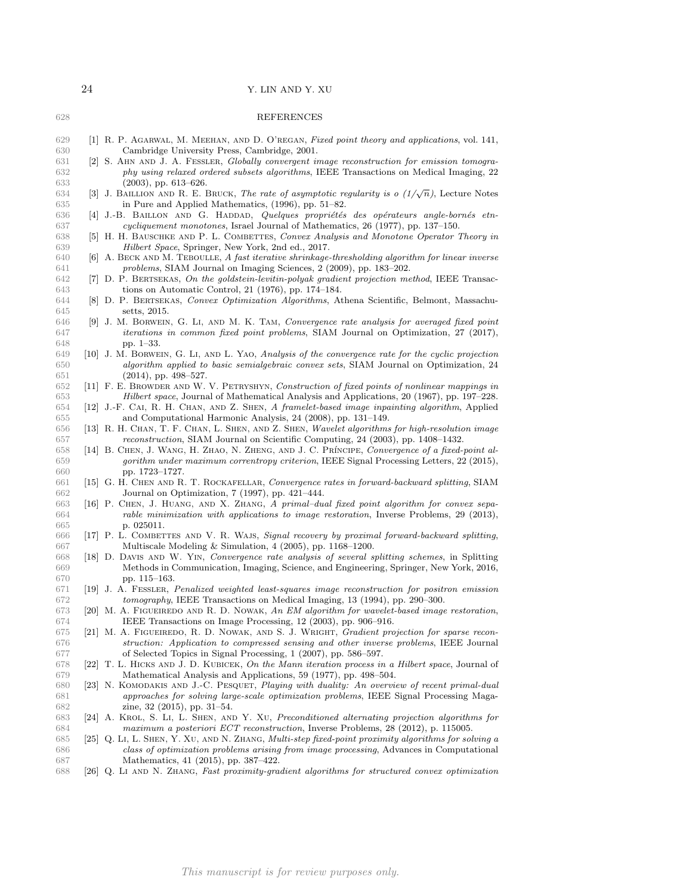## REFERENCES

[1] R. P. Agarwal, M. Meehan, and D. O'regan, *Fixed point theory and applications*, vol. 141, Cambridge University Press, Cambridge, 2001.

[2] S. Ahn and J. A. Fessler, *Globally convergent image reconstruction for emission tomography using relaxed ordered subsets algorithms*, IEEE Transactions on Medical Imaging, 22 (2003), pp. 613–626.

[3] J. Baillion and R. E. Bruck, *The rate of asymptotic regularity is o $(1/\sqrt{n})$*, Lecture Notes in Pure and Applied Mathematics, (1996), pp. 51–82.

[4] J.-B. Baillon and G. Haddad, *Quelques propriétés des opérateurs angle-bornés etn-cycliquement monotones*, Israel Journal of Mathematics, 26 (1977), pp. 137–150.

[5] H. H. Bauschke and P. L. Combettes, *Convex Analysis and Monotone Operator Theory in Hilbert Space*, Springer, New York, 2nd ed., 2017.

[6] A. Beck and M. Teboulle, *A fast iterative shrinkage-thresholding algorithm for linear inverse problems*, SIAM Journal on Imaging Sciences, 2 (2009), pp. 183–202.

[7] D. P. Bertsekas, *On the goldstein-levitin-polyak gradient projection method*, IEEE Transactions on Automatic Control, 21 (1976), pp. 174–184.

[8] D. P. Bertsekas, *Convex Optimization Algorithms*, Athena Scientific, Belmont, Massachusetts, 2015.

[9] J. M. Borwein, G. Li, and M. K. Tam, *Convergence rate analysis for averaged fixed point iterations in common fixed point problems*, SIAM Journal on Optimization, 27 (2017), pp. 1–33.

[10] J. M. Borwein, G. Li, and L. Yao, *Analysis of the convergence rate for the cyclic projection algorithm applied to basic semialgebraic convex sets*, SIAM Journal on Optimization, 24 (2014), pp. 498–527.

[11] F. E. Browder and W. V. Petryshyn, *Construction of fixed points of nonlinear mappings in Hilbert space*, Journal of Mathematical Analysis and Applications, 20 (1967), pp. 197–228.

[12] J.-F. Cai, R. H. Chan, and Z. Shen, *A framelet-based image inpainting algorithm*, Applied and Computational Harmonic Analysis, 24 (2008), pp. 131–149.

[13] R. H. Chan, T. F. Chan, L. Shen, and Z. Shen, *Wavelet algorithms for high-resolution image reconstruction*, SIAM Journal on Scientific Computing, 24 (2003), pp. 1408–1432.

[14] B. Chen, J. Wang, H. Zhao, N. Zheng, and J. C. Príncipe, *Convergence of a fixed-point algorithm under maximum correntropy criterion*, IEEE Signal Processing Letters, 22 (2015), pp. 1723–1727.

[15] G. H. Chen and R. T. Rockafellar, *Convergence rates in forward-backward splitting*, SIAM Journal on Optimization, 7 (1997), pp. 421–444.

[16] P. Chen, J. Huang, and X. Zhang, *A primal–dual fixed point algorithm for convex separable minimization with applications to image restoration*, Inverse Problems, 29 (2013), p. 025011.

[17] P. L. Combettes and V. R. Wajs, *Signal recovery by proximal forward-backward splitting*, Multiscale Modeling & Simulation, 4 (2005), pp. 1168–1200.

[18] D. Davis and W. Yin, *Convergence rate analysis of several splitting schemes*, in Splitting Methods in Communication, Imaging, Science, and Engineering, Springer, New York, 2016, pp. 115–163.

[19] J. A. Fessler, *Penalized weighted least-squares image reconstruction for positron emission tomography*, IEEE Transactions on Medical Imaging, 13 (1994), pp. 290–300.

[20] M. A. Figueiredo and R. D. Nowak, *An EM algorithm for wavelet-based image restoration*, IEEE Transactions on Image Processing, 12 (2003), pp. 906–916.

[21] M. A. Figueiredo, R. D. Nowak, and S. J. Wright, *Gradient projection for sparse reconstruction: Application to compressed sensing and other inverse problems*, IEEE Journal of Selected Topics in Signal Processing, 1 (2007), pp. 586–597.

[22] T. L. Hicks and J. D. Kubicek, *On the Mann iteration process in a Hilbert space*, Journal of Mathematical Analysis and Applications, 59 (1977), pp. 498–504.

[23] N. Komodakis and J.-C. Pesquet, *Playing with duality: An overview of recent primal-dual approaches for solving large-scale optimization problems*, IEEE Signal Processing Magazine, 32 (2015), pp. 31–54.

[24] A. Krol, S. Li, L. Shen, and Y. Xu, *Preconditioned alternating projection algorithms for maximum a posteriori ECT reconstruction*, Inverse Problems, 28 (2012), p. 115005.

[25] Q. Li, L. Shen, Y. Xu, and N. Zhang, *Multi-step fixed-point proximity algorithms for solving a class of optimization problems arising from image processing*, Advances in Computational Mathematics, 41 (2015), pp. 387–422.

[26] Q. Li and N. Zhang, *Fast proximity-gradient algorithms for structured convex optimization*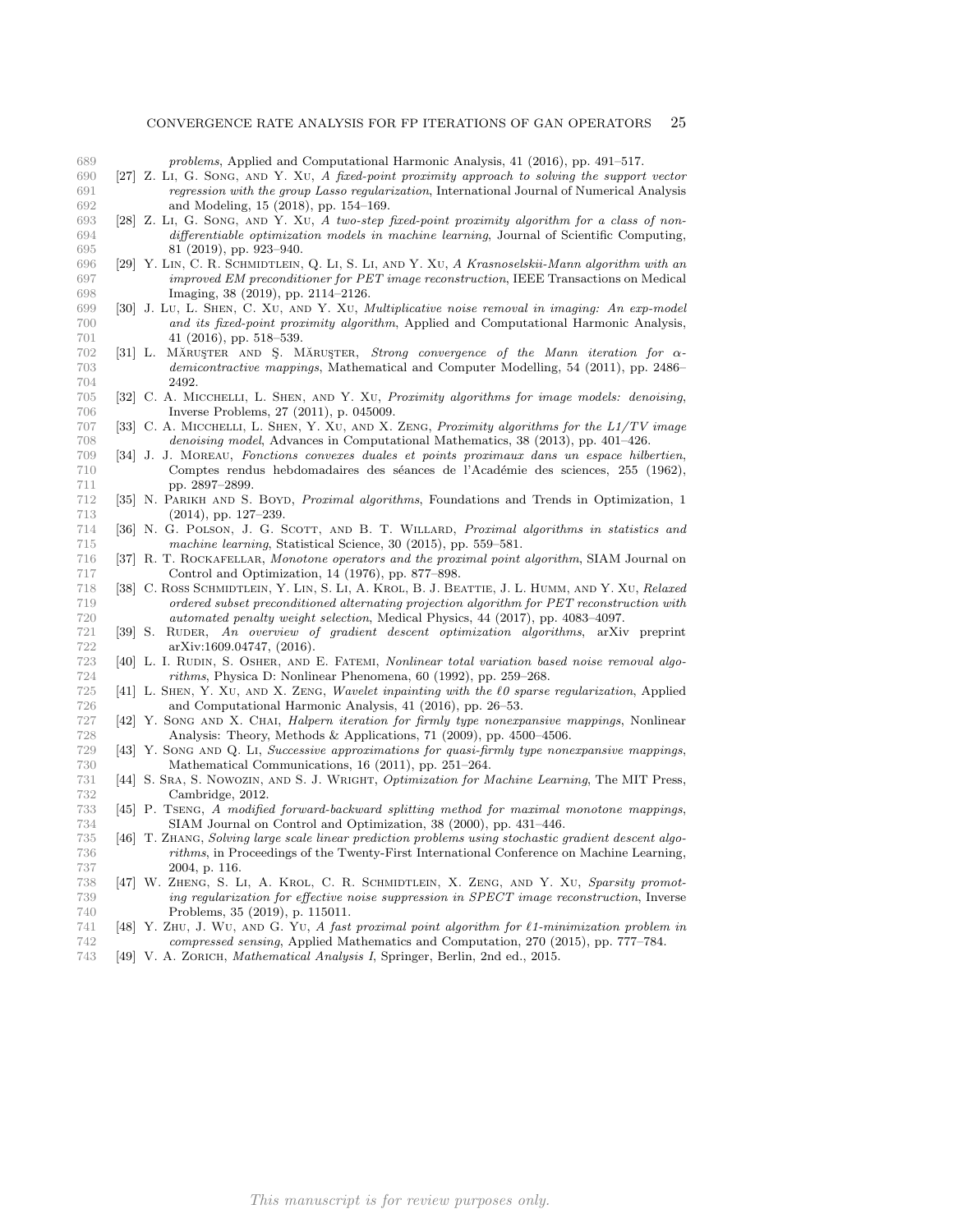problems, Applied and Computational Harmonic Analysis, 41 (2016), pp. 491–517.

[27] Z. Li, G. Song, and Y. Xu, *A fixed-point proximity approach to solving the support vector regression with the group Lasso regularization*, International Journal of Numerical Analysis and Modeling, 15 (2018), pp. 154–169.

[28] Z. Li, G. Song, and Y. Xu, *A two-step fixed-point proximity algorithm for a class of non-differentiable optimization models in machine learning*, Journal of Scientific Computing, 81 (2019), pp. 923–940.

[29] Y. Lin, C. R. Schmidtlein, Q. Li, S. Li, and Y. Xu, *A Krasnoselskii-Mann algorithm with an improved EM preconditioner for PET image reconstruction*, IEEE Transactions on Medical Imaging, 38 (2019), pp. 2114–2126.

[30] J. Lu, L. Shen, C. Xu, and Y. Xu, *Multiplicative noise removal in imaging: An exp-model and its fixed-point proximity algorithm*, Applied and Computational Harmonic Analysis, 41 (2016), pp. 518–539.

[31] L. Măruşter and Ş. Măruşter, *Strong convergence of the Mann iteration for α-demicontractive mappings*, Mathematical and Computer Modelling, 54 (2011), pp. 2486–2492.

[32] C. A. Micchelli, L. Shen, and Y. Xu, *Proximity algorithms for image models: denoising*, Inverse Problems, 27 (2011), p. 045009.

[33] C. A. Micchelli, L. Shen, Y. Xu, and X. Zeng, *Proximity algorithms for the L1/TV image denoising model*, Advances in Computational Mathematics, 38 (2013), pp. 401–426.

[34] J. J. Moreau, *Fonctions convexes duales et points proximaux dans un espace hilbertien*, Comptes rendus hebdomadaires des séances de l'Académie des sciences, 255 (1962), pp. 2897–2899.

[35] N. Parikh and S. Boyd, *Proximal algorithms*, Foundations and Trends in Optimization, 1 (2014), pp. 127–239.

[36] N. G. Polson, J. G. Scott, and B. T. Willard, *Proximal algorithms in statistics and machine learning*, Statistical Science, 30 (2015), pp. 559–581.

[37] R. T. Rockafellar, *Monotone operators and the proximal point algorithm*, SIAM Journal on Control and Optimization, 14 (1976), pp. 877–898.

[38] C. Ross Schmidtlein, Y. Lin, S. Li, A. Krol, B. J. Beattie, J. L. Humm, and Y. Xu, *Relaxed ordered subset preconditioned alternating projection algorithm for PET reconstruction with automated penalty weight selection*, Medical Physics, 44 (2017), pp. 4083–4097.

[39] S. Ruder, *An overview of gradient descent optimization algorithms*, arXiv preprint arXiv:1609.04747, (2016).

[40] L. I. Rudin, S. Osher, and E. Fatemi, *Nonlinear total variation based noise removal algorithms*, Physica D: Nonlinear Phenomena, 60 (1992), pp. 259–268.

[41] L. Shen, Y. Xu, and X. Zeng, *Wavelet inpainting with the ℓ0 sparse regularization*, Applied and Computational Harmonic Analysis, 41 (2016), pp. 26–53.

[42] Y. Song and X. Chai, *Halpern iteration for firmly type nonexpansive mappings*, Nonlinear Analysis: Theory, Methods & Applications, 71 (2009), pp. 4500–4506.

[43] Y. Song and Q. Li, *Successive approximations for quasi-firmly type nonexpansive mappings*, Mathematical Communications, 16 (2011), pp. 251–264.

[44] S. Sra, S. Nowozin, and S. J. Wright, *Optimization for Machine Learning*, The MIT Press, Cambridge, 2012.

[45] P. Tseng, *A modified forward-backward splitting method for maximal monotone mappings*, SIAM Journal on Control and Optimization, 38 (2000), pp. 431–446.

[46] T. Zhang, *Solving large scale linear prediction problems using stochastic gradient descent algorithms*, in Proceedings of the Twenty-First International Conference on Machine Learning, 2004, p. 116.

[47] W. Zheng, S. Li, A. Krol, C. R. Schmidtlein, X. Zeng, and Y. Xu, *Sparsity promoting regularization for effective noise suppression in SPECT image reconstruction*, Inverse Problems, 35 (2019), p. 115011.

[48] Y. Zhu, J. Wu, and G. Yu, *A fast proximal point algorithm for ℓ1-minimization problem in compressed sensing*, Applied Mathematics and Computation, 270 (2015), pp. 777–784.

[49] V. A. Zorich, *Mathematical Analysis I*, Springer, Berlin, 2nd ed., 2015.